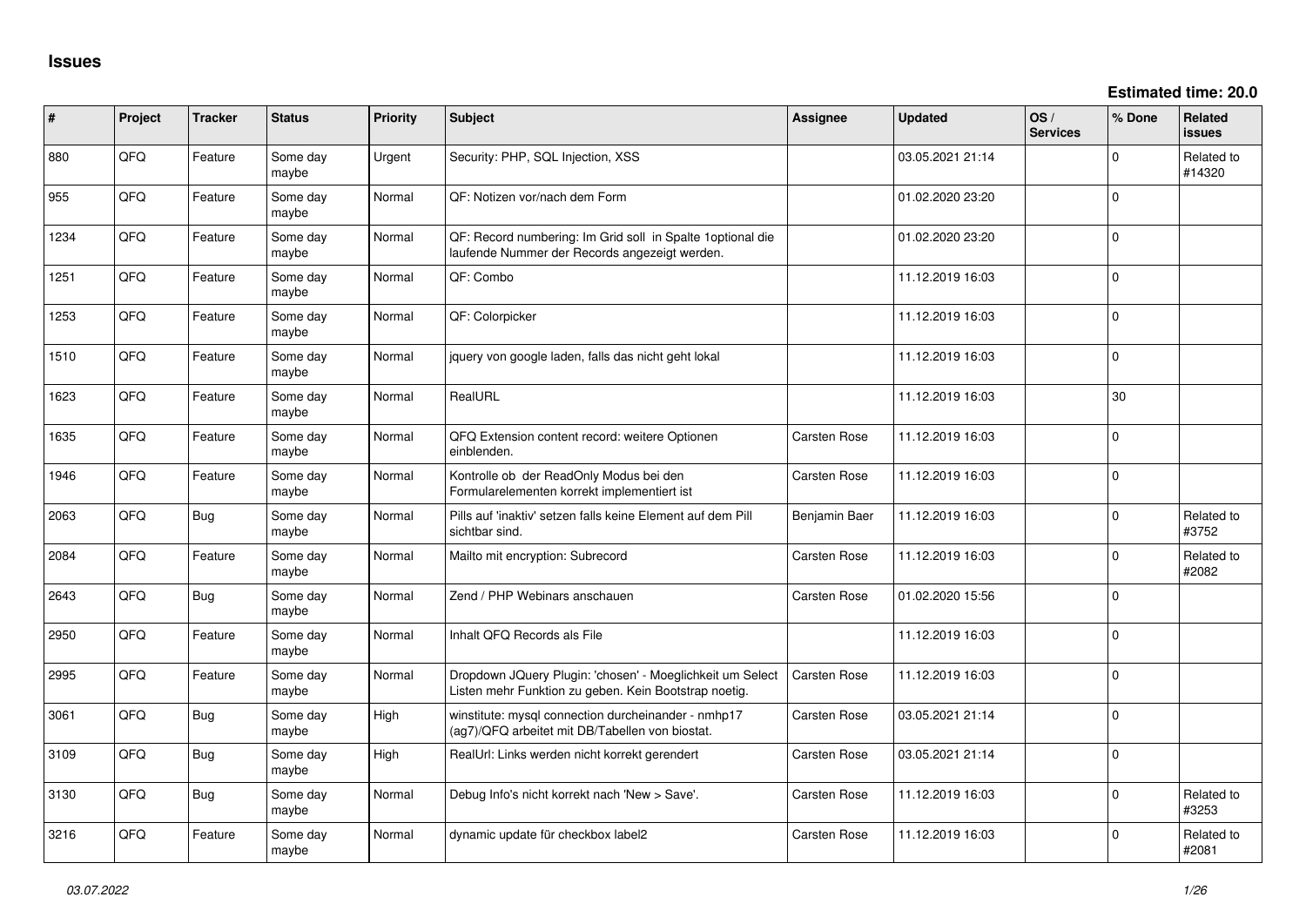# Issues

**Estimated time: 20.0**

| # | Project | Tracker | Status | Priority | Subject | Assignee | Updated | OS / Services | % Done | Related issues |
|---|---|---|---|---|---|---|---|---|---|---|
| 880 | QFQ | Feature | Some day maybe | Urgent | Security: PHP, SQL Injection, XSS | | 03.05.2021 21:14 | | 0 | Related to #14320 |
| 955 | QFQ | Feature | Some day maybe | Normal | QF: Notizen vor/nach dem Form | | 01.02.2020 23:20 | | 0 | |
| 1234 | QFQ | Feature | Some day maybe | Normal | QF: Record numbering: Im Grid soll in Spalte 1optional die laufende Nummer der Records angezeigt werden. | | 01.02.2020 23:20 | | 0 | |
| 1251 | QFQ | Feature | Some day maybe | Normal | QF: Combo | | 11.12.2019 16:03 | | 0 | |
| 1253 | QFQ | Feature | Some day maybe | Normal | QF: Colorpicker | | 11.12.2019 16:03 | | 0 | |
| 1510 | QFQ | Feature | Some day maybe | Normal | jquery von google laden, falls das nicht geht lokal | | 11.12.2019 16:03 | | 0 | |
| 1623 | QFQ | Feature | Some day maybe | Normal | RealURL | | 11.12.2019 16:03 | | 30 | |
| 1635 | QFQ | Feature | Some day maybe | Normal | QFQ Extension content record: weitere Optionen einblenden. | Carsten Rose | 11.12.2019 16:03 | | 0 | |
| 1946 | QFQ | Feature | Some day maybe | Normal | Kontrolle ob der ReadOnly Modus bei den Formularelementen korrekt implementiert ist | Carsten Rose | 11.12.2019 16:03 | | 0 | |
| 2063 | QFQ | Bug | Some day maybe | Normal | Pills auf 'inaktiv' setzen falls keine Element auf dem Pill sichtbar sind. | Benjamin Baer | 11.12.2019 16:03 | | 0 | Related to #3752 |
| 2084 | QFQ | Feature | Some day maybe | Normal | Mailto mit encryption: Subrecord | Carsten Rose | 11.12.2019 16:03 | | 0 | Related to #2082 |
| 2643 | QFQ | Bug | Some day maybe | Normal | Zend / PHP Webinars anschauen | Carsten Rose | 01.02.2020 15:56 | | 0 | |
| 2950 | QFQ | Feature | Some day maybe | Normal | Inhalt QFQ Records als File | | 11.12.2019 16:03 | | 0 | |
| 2995 | QFQ | Feature | Some day maybe | Normal | Dropdown JQuery Plugin: 'chosen' - Moeglichkeit um Select Listen mehr Funktion zu geben. Kein Bootstrap noetig. | Carsten Rose | 11.12.2019 16:03 | | 0 | |
| 3061 | QFQ | Bug | Some day maybe | High | winstitute: mysql connection durcheinander - nmhp17 (ag7)/QFQ arbeitet mit DB/Tabellen von biostat. | Carsten Rose | 03.05.2021 21:14 | | 0 | |
| 3109 | QFQ | Bug | Some day maybe | High | RealUrl: Links werden nicht korrekt gerendert | Carsten Rose | 03.05.2021 21:14 | | 0 | |
| 3130 | QFQ | Bug | Some day maybe | Normal | Debug Info's nicht korrekt nach 'New > Save'. | Carsten Rose | 11.12.2019 16:03 | | 0 | Related to #3253 |
| 3216 | QFQ | Feature | Some day maybe | Normal | dynamic update für checkbox label2 | Carsten Rose | 11.12.2019 16:03 | | 0 | Related to #2081 |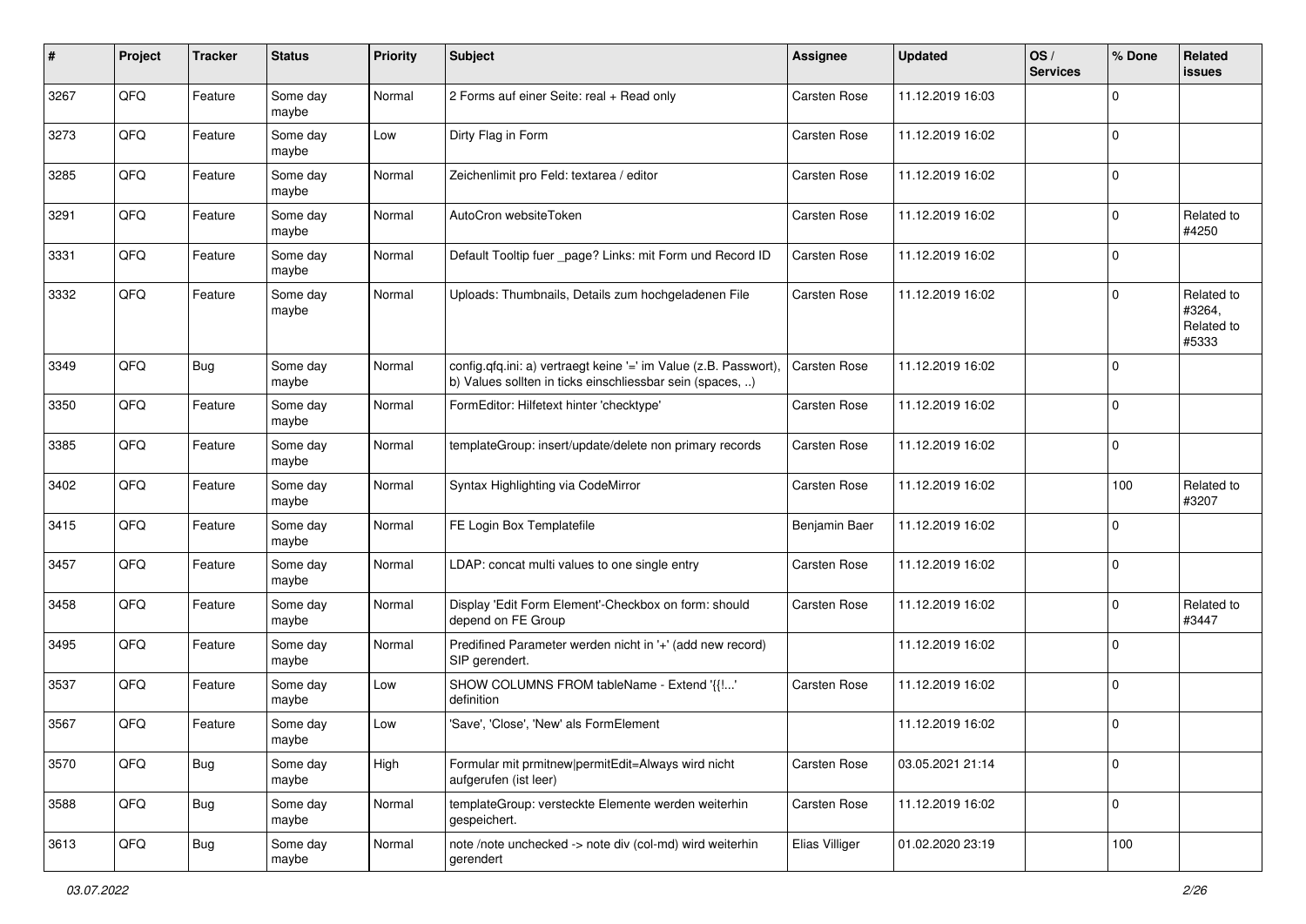| # | Project | Tracker | Status | Priority | Subject | Assignee | Updated | OS / Services | % Done | Related issues |
|---|---|---|---|---|---|---|---|---|---|---|
| 3267 | QFQ | Feature | Some day maybe | Normal | 2 Forms auf einer Seite: real + Read only | Carsten Rose | 11.12.2019 16:03 | | 0 | |
| 3273 | QFQ | Feature | Some day maybe | Low | Dirty Flag in Form | Carsten Rose | 11.12.2019 16:02 | | 0 | |
| 3285 | QFQ | Feature | Some day maybe | Normal | Zeichenlimit pro Feld: textarea / editor | Carsten Rose | 11.12.2019 16:02 | | 0 | |
| 3291 | QFQ | Feature | Some day maybe | Normal | AutoCron websiteToken | Carsten Rose | 11.12.2019 16:02 | | 0 | Related to #4250 |
| 3331 | QFQ | Feature | Some day maybe | Normal | Default Tooltip fuer _page? Links: mit Form und Record ID | Carsten Rose | 11.12.2019 16:02 | | 0 | |
| 3332 | QFQ | Feature | Some day maybe | Normal | Uploads: Thumbnails, Details zum hochgeladenen File | Carsten Rose | 11.12.2019 16:02 | | 0 | Related to #3264, Related to #5333 |
| 3349 | QFQ | Bug | Some day maybe | Normal | config.qfq.ini: a) vertraegt keine '=' im Value (z.B. Passwort), b) Values sollten in ticks einschliessbar sein (spaces, ..) | Carsten Rose | 11.12.2019 16:02 | | 0 | |
| 3350 | QFQ | Feature | Some day maybe | Normal | FormEditor: Hilfetext hinter 'checktype' | Carsten Rose | 11.12.2019 16:02 | | 0 | |
| 3385 | QFQ | Feature | Some day maybe | Normal | templateGroup: insert/update/delete non primary records | Carsten Rose | 11.12.2019 16:02 | | 0 | |
| 3402 | QFQ | Feature | Some day maybe | Normal | Syntax Highlighting via CodeMirror | Carsten Rose | 11.12.2019 16:02 | | 100 | Related to #3207 |
| 3415 | QFQ | Feature | Some day maybe | Normal | FE Login Box Templatefile | Benjamin Baer | 11.12.2019 16:02 | | 0 | |
| 3457 | QFQ | Feature | Some day maybe | Normal | LDAP: concat multi values to one single entry | Carsten Rose | 11.12.2019 16:02 | | 0 | |
| 3458 | QFQ | Feature | Some day maybe | Normal | Display 'Edit Form Element'-Checkbox on form: should depend on FE Group | Carsten Rose | 11.12.2019 16:02 | | 0 | Related to #3447 |
| 3495 | QFQ | Feature | Some day maybe | Normal | Predifined Parameter werden nicht in '+' (add new record) SIP gerendert. | | 11.12.2019 16:02 | | 0 | |
| 3537 | QFQ | Feature | Some day maybe | Low | SHOW COLUMNS FROM tableName - Extend '{{!...' definition | Carsten Rose | 11.12.2019 16:02 | | 0 | |
| 3567 | QFQ | Feature | Some day maybe | Low | 'Save', 'Close', 'New' als FormElement | | 11.12.2019 16:02 | | 0 | |
| 3570 | QFQ | Bug | Some day maybe | High | Formular mit prmitnew\|permitEdit=Always wird nicht aufgerufen (ist leer) | Carsten Rose | 03.05.2021 21:14 | | 0 | |
| 3588 | QFQ | Bug | Some day maybe | Normal | templateGroup: versteckte Elemente werden weiterhin gespeichert. | Carsten Rose | 11.12.2019 16:02 | | 0 | |
| 3613 | QFQ | Bug | Some day maybe | Normal | note /note unchecked -> note div (col-md) wird weiterhin gerendert | Elias Villiger | 01.02.2020 23:19 | | 100 | |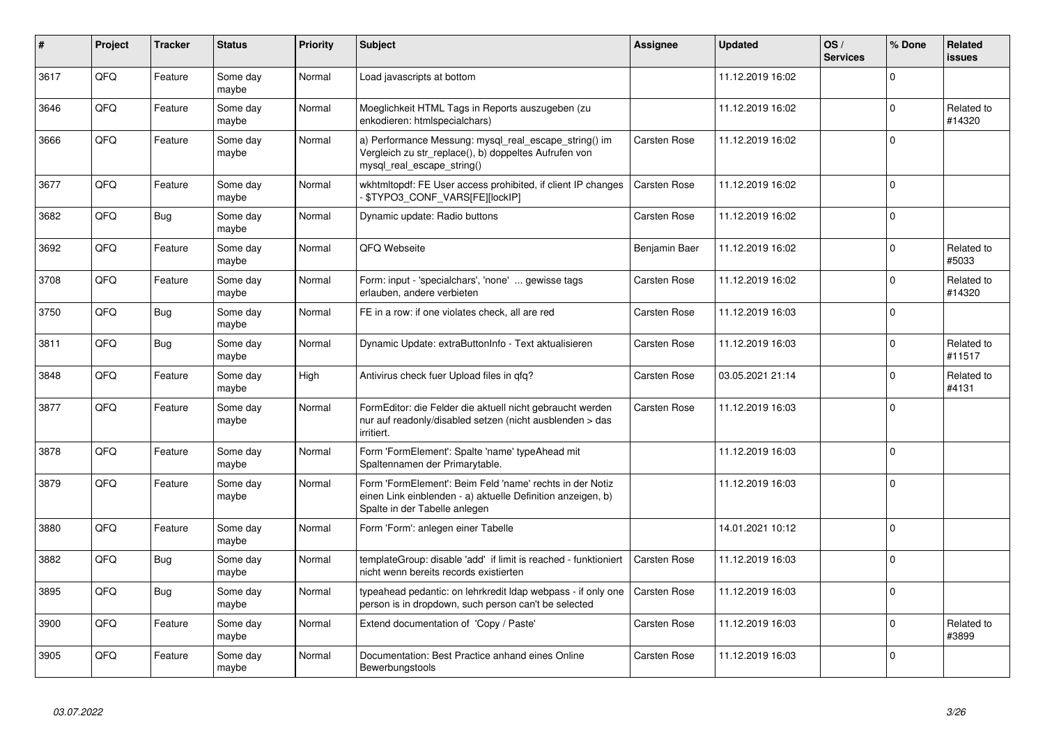| # | Project | Tracker | Status | Priority | Subject | Assignee | Updated | OS / Services | % Done | Related issues |
|---|---|---|---|---|---|---|---|---|---|---|
| 3617 | QFQ | Feature | Some day maybe | Normal | Load javascripts at bottom | | 11.12.2019 16:02 | | 0 | |
| 3646 | QFQ | Feature | Some day maybe | Normal | Moeglichkeit HTML Tags in Reports auszugeben (zu enkodieren: htmlspecialchars) | | 11.12.2019 16:02 | | 0 | Related to #14320 |
| 3666 | QFQ | Feature | Some day maybe | Normal | a) Performance Messung: mysql_real_escape_string() im Vergleich zu str_replace(), b) doppeltes Aufrufen von mysql_real_escape_string() | Carsten Rose | 11.12.2019 16:02 | | 0 | |
| 3677 | QFQ | Feature | Some day maybe | Normal | wkhtmltopdf: FE User access prohibited, if client IP changes - $TYPO3_CONF_VARS[FE][lockIP] | Carsten Rose | 11.12.2019 16:02 | | 0 | |
| 3682 | QFQ | Bug | Some day maybe | Normal | Dynamic update: Radio buttons | Carsten Rose | 11.12.2019 16:02 | | 0 | |
| 3692 | QFQ | Feature | Some day maybe | Normal | QFQ Webseite | Benjamin Baer | 11.12.2019 16:02 | | 0 | Related to #5033 |
| 3708 | QFQ | Feature | Some day maybe | Normal | Form: input - 'specialchars', 'none' ... gewisse tags erlauben, andere verbieten | Carsten Rose | 11.12.2019 16:02 | | 0 | Related to #14320 |
| 3750 | QFQ | Bug | Some day maybe | Normal | FE in a row: if one violates check, all are red | Carsten Rose | 11.12.2019 16:03 | | 0 | |
| 3811 | QFQ | Bug | Some day maybe | Normal | Dynamic Update: extraButtonInfo - Text aktualisieren | Carsten Rose | 11.12.2019 16:03 | | 0 | Related to #11517 |
| 3848 | QFQ | Feature | Some day maybe | High | Antivirus check fuer Upload files in qfq? | Carsten Rose | 03.05.2021 21:14 | | 0 | Related to #4131 |
| 3877 | QFQ | Feature | Some day maybe | Normal | FormEditor: die Felder die aktuell nicht gebraucht werden nur auf readonly/disabled setzen (nicht ausblenden > das irritiert. | Carsten Rose | 11.12.2019 16:03 | | 0 | |
| 3878 | QFQ | Feature | Some day maybe | Normal | Form 'FormElement': Spalte 'name' typeAhead mit Spaltennamen der Primarytable. | | 11.12.2019 16:03 | | 0 | |
| 3879 | QFQ | Feature | Some day maybe | Normal | Form 'FormElement': Beim Feld 'name' rechts in der Notiz einen Link einblenden - a) aktuelle Definition anzeigen, b) Spalte in der Tabelle anlegen | | 11.12.2019 16:03 | | 0 | |
| 3880 | QFQ | Feature | Some day maybe | Normal | Form 'Form': anlegen einer Tabelle | | 14.01.2021 10:12 | | 0 | |
| 3882 | QFQ | Bug | Some day maybe | Normal | templateGroup: disable 'add' if limit is reached - funktioniert nicht wenn bereits records existierten | Carsten Rose | 11.12.2019 16:03 | | 0 | |
| 3895 | QFQ | Bug | Some day maybe | Normal | typeahead pedantic: on lehrkredit ldap webpass - if only one person is in dropdown, such person can't be selected | Carsten Rose | 11.12.2019 16:03 | | 0 | |
| 3900 | QFQ | Feature | Some day maybe | Normal | Extend documentation of 'Copy / Paste' | Carsten Rose | 11.12.2019 16:03 | | 0 | Related to #3899 |
| 3905 | QFQ | Feature | Some day maybe | Normal | Documentation: Best Practice anhand eines Online Bewerbungstools | Carsten Rose | 11.12.2019 16:03 | | 0 | |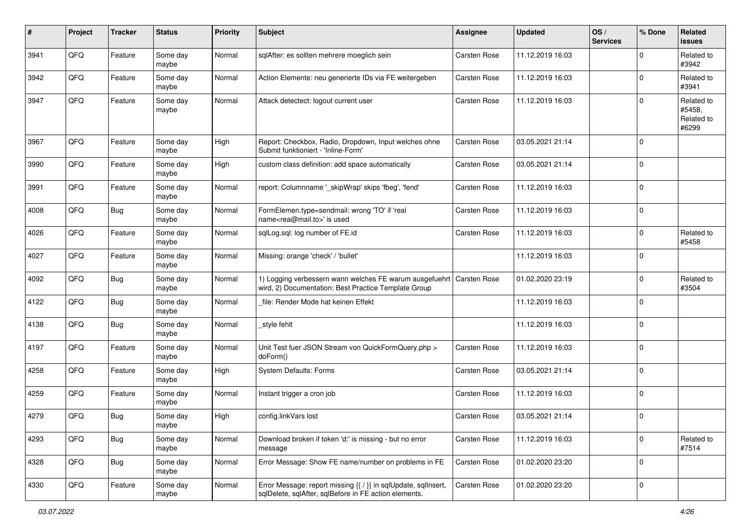| # | Project | Tracker | Status | Priority | Subject | Assignee | Updated | OS / Services | % Done | Related issues |
|---|---|---|---|---|---|---|---|---|---|---|
| 3941 | QFQ | Feature | Some day maybe | Normal | sqlAfter: es sollten mehrere moeglich sein | Carsten Rose | 11.12.2019 16:03 | | 0 | Related to #3942 |
| 3942 | QFQ | Feature | Some day maybe | Normal | Action Elemente: neu generierte IDs via FE weitergeben | Carsten Rose | 11.12.2019 16:03 | | 0 | Related to #3941 |
| 3947 | QFQ | Feature | Some day maybe | Normal | Attack detectect: logout current user | Carsten Rose | 11.12.2019 16:03 | | 0 | Related to #5458, Related to #6299 |
| 3967 | QFQ | Feature | Some day maybe | High | Report: Checkbox, Radio, Dropdown, Input welches ohne Submit funktioniert - 'Inline-Form' | Carsten Rose | 03.05.2021 21:14 | | 0 | |
| 3990 | QFQ | Feature | Some day maybe | High | custom class definition: add space automatically | Carsten Rose | 03.05.2021 21:14 | | 0 | |
| 3991 | QFQ | Feature | Some day maybe | Normal | report: Columnname '_skipWrap' skips 'fbeg', 'fend' | Carsten Rose | 11.12.2019 16:03 | | 0 | |
| 4008 | QFQ | Bug | Some day maybe | Normal | FormElemen.type=sendmail: wrong 'TO' if 'real name<rea@mail.to>' is used | Carsten Rose | 11.12.2019 16:03 | | 0 | |
| 4026 | QFQ | Feature | Some day maybe | Normal | sqlLog.sql: log number of FE.id | Carsten Rose | 11.12.2019 16:03 | | 0 | Related to #5458 |
| 4027 | QFQ | Feature | Some day maybe | Normal | Missing: orange 'check' / 'bullet' | | 11.12.2019 16:03 | | 0 | |
| 4092 | QFQ | Bug | Some day maybe | Normal | 1) Logging verbessern wann welches FE warum ausgefuehrt wird, 2) Documentation: Best Practice Template Group | Carsten Rose | 01.02.2020 23:19 | | 0 | Related to #3504 |
| 4122 | QFQ | Bug | Some day maybe | Normal | _file: Render Mode hat keinen Effekt | | 11.12.2019 16:03 | | 0 | |
| 4138 | QFQ | Bug | Some day maybe | Normal | _style fehlt | | 11.12.2019 16:03 | | 0 | |
| 4197 | QFQ | Feature | Some day maybe | Normal | Unit Test fuer JSON Stream von QuickFormQuery.php > doForm() | Carsten Rose | 11.12.2019 16:03 | | 0 | |
| 4258 | QFQ | Feature | Some day maybe | High | System Defaults: Forms | Carsten Rose | 03.05.2021 21:14 | | 0 | |
| 4259 | QFQ | Feature | Some day maybe | Normal | Instant trigger a cron job | Carsten Rose | 11.12.2019 16:03 | | 0 | |
| 4279 | QFQ | Bug | Some day maybe | High | config.linkVars lost | Carsten Rose | 03.05.2021 21:14 | | 0 | |
| 4293 | QFQ | Bug | Some day maybe | Normal | Download broken if token 'd:' is missing - but no error message | Carsten Rose | 11.12.2019 16:03 | | 0 | Related to #7514 |
| 4328 | QFQ | Bug | Some day maybe | Normal | Error Message: Show FE name/number on problems in FE | Carsten Rose | 01.02.2020 23:20 | | 0 | |
| 4330 | QFQ | Feature | Some day maybe | Normal | Error Message: report missing {{ / }} in sqlUpdate, sqlInsert, sqlDelete, sqlAfter, sqlBefore in FE action elements. | Carsten Rose | 01.02.2020 23:20 | | 0 | |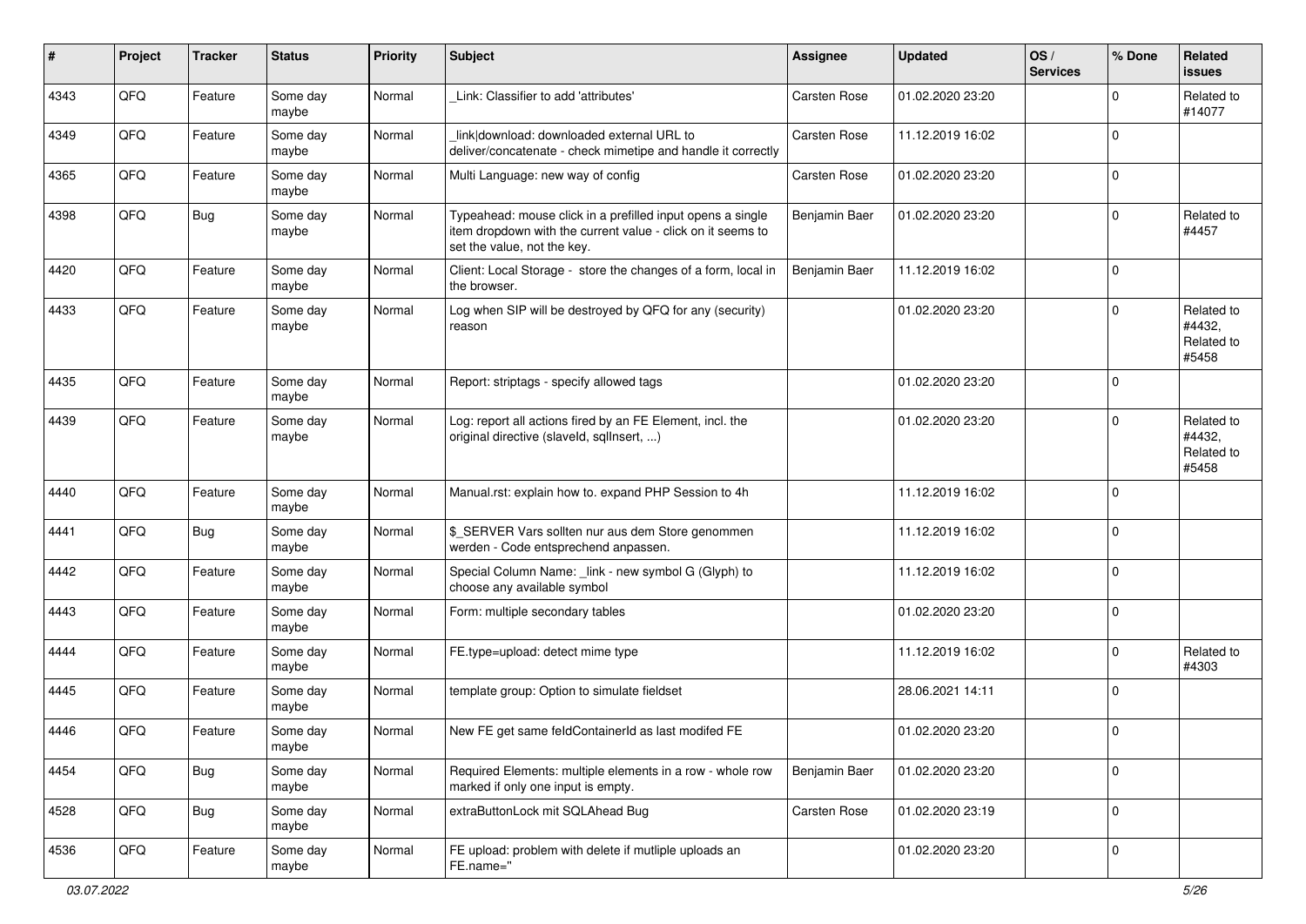| # | Project | Tracker | Status | Priority | Subject | Assignee | Updated | OS / Services | % Done | Related issues |
|---|---|---|---|---|---|---|---|---|---|---|
| 4343 | QFQ | Feature | Some day maybe | Normal | _Link: Classifier to add 'attributes' | Carsten Rose | 01.02.2020 23:20 | | 0 | Related to #14077 |
| 4349 | QFQ | Feature | Some day maybe | Normal | _link\|download: downloaded external URL to deliver/concatenate - check mimetipe and handle it correctly | Carsten Rose | 11.12.2019 16:02 | | 0 | |
| 4365 | QFQ | Feature | Some day maybe | Normal | Multi Language: new way of config | Carsten Rose | 01.02.2020 23:20 | | 0 | |
| 4398 | QFQ | Bug | Some day maybe | Normal | Typeahead: mouse click in a prefilled input opens a single item dropdown with the current value - click on it seems to set the value, not the key. | Benjamin Baer | 01.02.2020 23:20 | | 0 | Related to #4457 |
| 4420 | QFQ | Feature | Some day maybe | Normal | Client: Local Storage - store the changes of a form, local in the browser. | Benjamin Baer | 11.12.2019 16:02 | | 0 | |
| 4433 | QFQ | Feature | Some day maybe | Normal | Log when SIP will be destroyed by QFQ for any (security) reason | | 01.02.2020 23:20 | | 0 | Related to #4432, Related to #5458 |
| 4435 | QFQ | Feature | Some day maybe | Normal | Report: striptags - specify allowed tags | | 01.02.2020 23:20 | | 0 | |
| 4439 | QFQ | Feature | Some day maybe | Normal | Log: report all actions fired by an FE Element, incl. the original directive (slaveId, sqlInsert, ...) | | 01.02.2020 23:20 | | 0 | Related to #4432, Related to #5458 |
| 4440 | QFQ | Feature | Some day maybe | Normal | Manual.rst: explain how to. expand PHP Session to 4h | | 11.12.2019 16:02 | | 0 | |
| 4441 | QFQ | Bug | Some day maybe | Normal | $_SERVER Vars sollten nur aus dem Store genommen werden - Code entsprechend anpassen. | | 11.12.2019 16:02 | | 0 | |
| 4442 | QFQ | Feature | Some day maybe | Normal | Special Column Name: _link - new symbol G (Glyph) to choose any available symbol | | 11.12.2019 16:02 | | 0 | |
| 4443 | QFQ | Feature | Some day maybe | Normal | Form: multiple secondary tables | | 01.02.2020 23:20 | | 0 | |
| 4444 | QFQ | Feature | Some day maybe | Normal | FE.type=upload: detect mime type | | 11.12.2019 16:02 | | 0 | Related to #4303 |
| 4445 | QFQ | Feature | Some day maybe | Normal | template group: Option to simulate fieldset | | 28.06.2021 14:11 | | 0 | |
| 4446 | QFQ | Feature | Some day maybe | Normal | New FE get same feldContainerId as last modifed FE | | 01.02.2020 23:20 | | 0 | |
| 4454 | QFQ | Bug | Some day maybe | Normal | Required Elements: multiple elements in a row - whole row marked if only one input is empty. | Benjamin Baer | 01.02.2020 23:20 | | 0 | |
| 4528 | QFQ | Bug | Some day maybe | Normal | extraButtonLock mit SQLAhead Bug | Carsten Rose | 01.02.2020 23:19 | | 0 | |
| 4536 | QFQ | Feature | Some day maybe | Normal | FE upload: problem with delete if mutliple uploads an FE.name='' | | 01.02.2020 23:20 | | 0 | |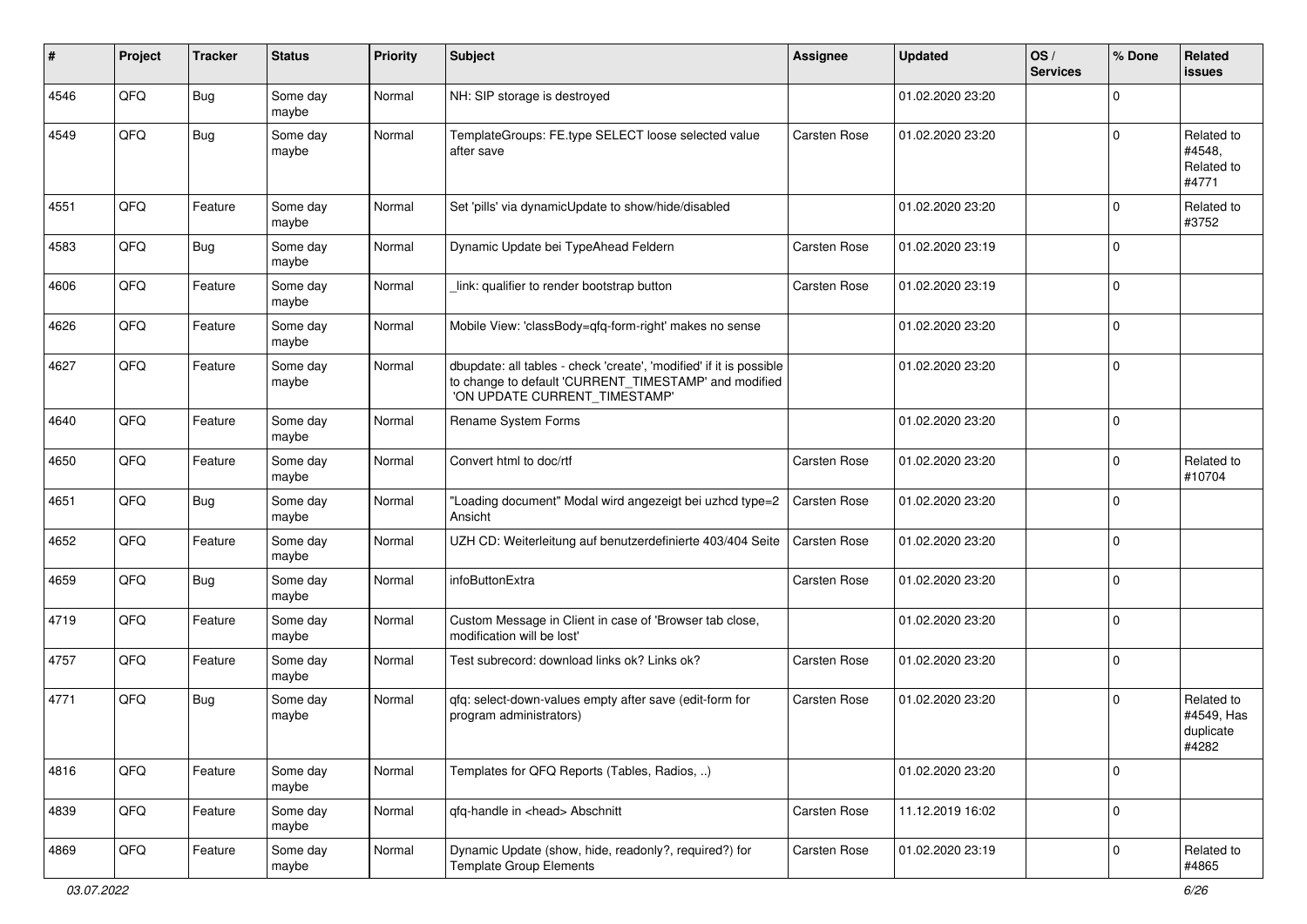| # | Project | Tracker | Status | Priority | Subject | Assignee | Updated | OS / Services | % Done | Related issues |
|---|---|---|---|---|---|---|---|---|---|---|
| 4546 | QFQ | Bug | Some day maybe | Normal | NH: SIP storage is destroyed | | 01.02.2020 23:20 | | 0 | |
| 4549 | QFQ | Bug | Some day maybe | Normal | TemplateGroups: FE.type SELECT loose selected value after save | Carsten Rose | 01.02.2020 23:20 | | 0 | Related to #4548, Related to #4771 |
| 4551 | QFQ | Feature | Some day maybe | Normal | Set 'pills' via dynamicUpdate to show/hide/disabled | | 01.02.2020 23:20 | | 0 | Related to #3752 |
| 4583 | QFQ | Bug | Some day maybe | Normal | Dynamic Update bei TypeAhead Feldern | Carsten Rose | 01.02.2020 23:19 | | 0 | |
| 4606 | QFQ | Feature | Some day maybe | Normal | _link: qualifier to render bootstrap button | Carsten Rose | 01.02.2020 23:19 | | 0 | |
| 4626 | QFQ | Feature | Some day maybe | Normal | Mobile View: 'classBody=qfq-form-right' makes no sense | | 01.02.2020 23:20 | | 0 | |
| 4627 | QFQ | Feature | Some day maybe | Normal | dbupdate: all tables - check 'create', 'modified' if it is possible to change to default 'CURRENT_TIMESTAMP' and modified 'ON UPDATE CURRENT_TIMESTAMP' | | 01.02.2020 23:20 | | 0 | |
| 4640 | QFQ | Feature | Some day maybe | Normal | Rename System Forms | | 01.02.2020 23:20 | | 0 | |
| 4650 | QFQ | Feature | Some day maybe | Normal | Convert html to doc/rtf | Carsten Rose | 01.02.2020 23:20 | | 0 | Related to #10704 |
| 4651 | QFQ | Bug | Some day maybe | Normal | "Loading document" Modal wird angezeigt bei uzhcd type=2 Ansicht | Carsten Rose | 01.02.2020 23:20 | | 0 | |
| 4652 | QFQ | Feature | Some day maybe | Normal | UZH CD: Weiterleitung auf benutzerdefinierte 403/404 Seite | Carsten Rose | 01.02.2020 23:20 | | 0 | |
| 4659 | QFQ | Bug | Some day maybe | Normal | infoButtonExtra | Carsten Rose | 01.02.2020 23:20 | | 0 | |
| 4719 | QFQ | Feature | Some day maybe | Normal | Custom Message in Client in case of 'Browser tab close, modification will be lost' | | 01.02.2020 23:20 | | 0 | |
| 4757 | QFQ | Feature | Some day maybe | Normal | Test subrecord: download links ok? Links ok? | Carsten Rose | 01.02.2020 23:20 | | 0 | |
| 4771 | QFQ | Bug | Some day maybe | Normal | qfq: select-down-values empty after save (edit-form for program administrators) | Carsten Rose | 01.02.2020 23:20 | | 0 | Related to #4549, Has duplicate #4282 |
| 4816 | QFQ | Feature | Some day maybe | Normal | Templates for QFQ Reports (Tables, Radios, ..) | | 01.02.2020 23:20 | | 0 | |
| 4839 | QFQ | Feature | Some day maybe | Normal | qfq-handle in <head> Abschnitt | Carsten Rose | 11.12.2019 16:02 | | 0 | |
| 4869 | QFQ | Feature | Some day maybe | Normal | Dynamic Update (show, hide, readonly?, required?) for Template Group Elements | Carsten Rose | 01.02.2020 23:19 | | 0 | Related to #4865 |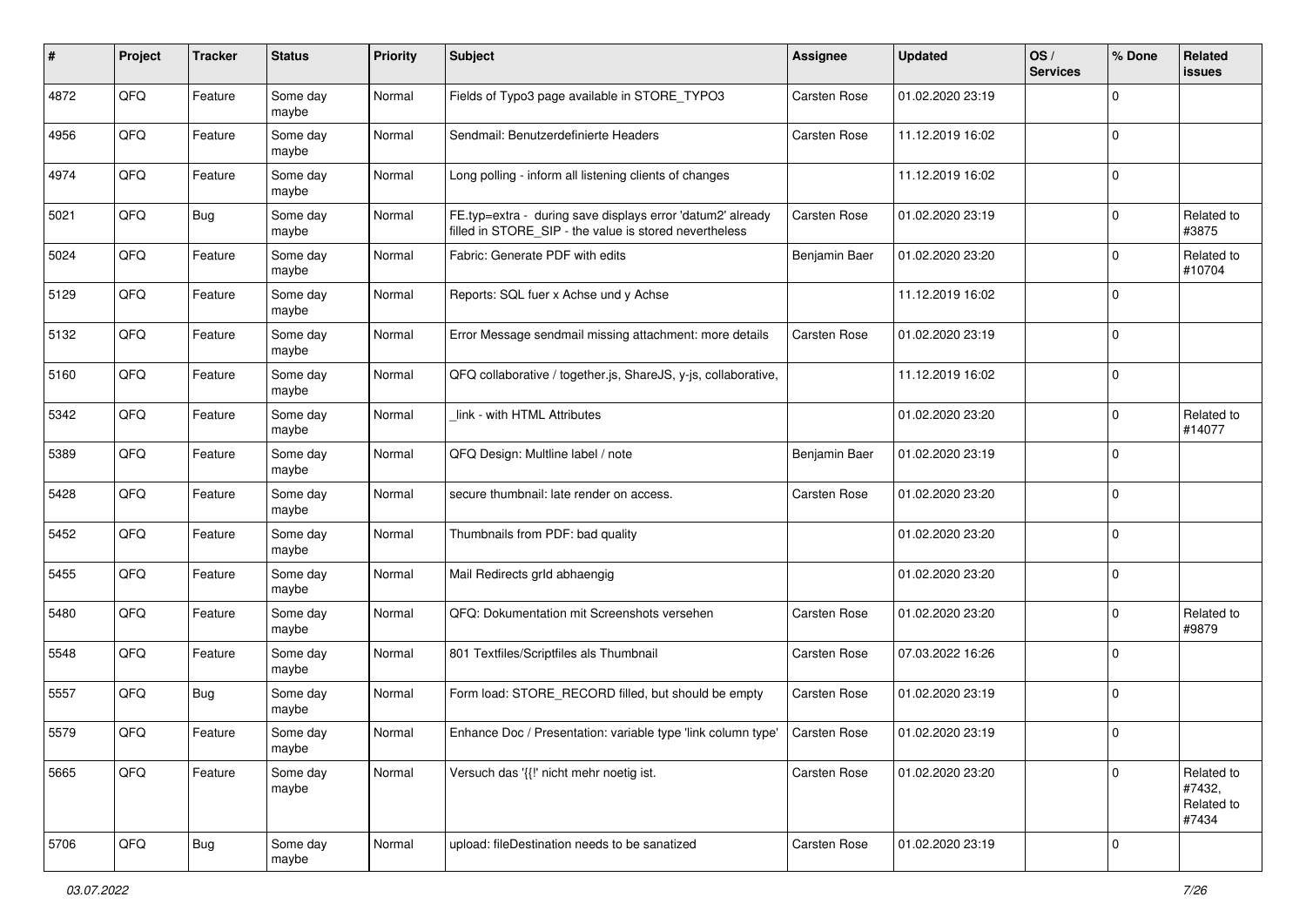| # | Project | Tracker | Status | Priority | Subject | Assignee | Updated | OS / Services | % Done | Related issues |
|---|---|---|---|---|---|---|---|---|---|---|
| 4872 | QFQ | Feature | Some day maybe | Normal | Fields of Typo3 page available in STORE_TYPO3 | Carsten Rose | 01.02.2020 23:19 | | 0 | |
| 4956 | QFQ | Feature | Some day maybe | Normal | Sendmail: Benutzerdefinierte Headers | Carsten Rose | 11.12.2019 16:02 | | 0 | |
| 4974 | QFQ | Feature | Some day maybe | Normal | Long polling - inform all listening clients of changes | | 11.12.2019 16:02 | | 0 | |
| 5021 | QFQ | Bug | Some day maybe | Normal | FE.typ=extra - during save displays error 'datum2' already filled in STORE_SIP - the value is stored nevertheless | Carsten Rose | 01.02.2020 23:19 | | 0 | Related to #3875 |
| 5024 | QFQ | Feature | Some day maybe | Normal | Fabric: Generate PDF with edits | Benjamin Baer | 01.02.2020 23:20 | | 0 | Related to #10704 |
| 5129 | QFQ | Feature | Some day maybe | Normal | Reports: SQL fuer x Achse und y Achse | | 11.12.2019 16:02 | | 0 | |
| 5132 | QFQ | Feature | Some day maybe | Normal | Error Message sendmail missing attachment: more details | Carsten Rose | 01.02.2020 23:19 | | 0 | |
| 5160 | QFQ | Feature | Some day maybe | Normal | QFQ collaborative / together.js, ShareJS, y-js, collaborative, | | 11.12.2019 16:02 | | 0 | |
| 5342 | QFQ | Feature | Some day maybe | Normal | _link - with HTML Attributes | | 01.02.2020 23:20 | | 0 | Related to #14077 |
| 5389 | QFQ | Feature | Some day maybe | Normal | QFQ Design: Multline label / note | Benjamin Baer | 01.02.2020 23:19 | | 0 | |
| 5428 | QFQ | Feature | Some day maybe | Normal | secure thumbnail: late render on access. | Carsten Rose | 01.02.2020 23:20 | | 0 | |
| 5452 | QFQ | Feature | Some day maybe | Normal | Thumbnails from PDF: bad quality | | 01.02.2020 23:20 | | 0 | |
| 5455 | QFQ | Feature | Some day maybe | Normal | Mail Redirects grId abhaengig | | 01.02.2020 23:20 | | 0 | |
| 5480 | QFQ | Feature | Some day maybe | Normal | QFQ: Dokumentation mit Screenshots versehen | Carsten Rose | 01.02.2020 23:20 | | 0 | Related to #9879 |
| 5548 | QFQ | Feature | Some day maybe | Normal | 801 Textfiles/Scriptfiles als Thumbnail | Carsten Rose | 07.03.2022 16:26 | | 0 | |
| 5557 | QFQ | Bug | Some day maybe | Normal | Form load: STORE_RECORD filled, but should be empty | Carsten Rose | 01.02.2020 23:19 | | 0 | |
| 5579 | QFQ | Feature | Some day maybe | Normal | Enhance Doc / Presentation: variable type 'link column type' | Carsten Rose | 01.02.2020 23:19 | | 0 | |
| 5665 | QFQ | Feature | Some day maybe | Normal | Versuch das '{{!' nicht mehr noetig ist. | Carsten Rose | 01.02.2020 23:20 | | 0 | Related to #7432, Related to #7434 |
| 5706 | QFQ | Bug | Some day maybe | Normal | upload: fileDestination needs to be sanatized | Carsten Rose | 01.02.2020 23:19 | | 0 | |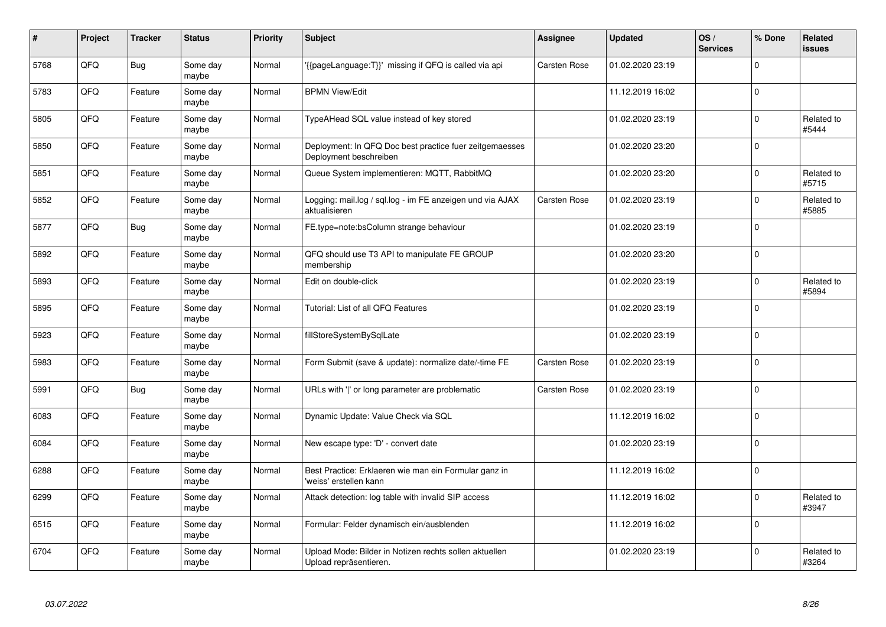| # | Project | Tracker | Status | Priority | Subject | Assignee | Updated | OS / Services | % Done | Related issues |
|---|---|---|---|---|---|---|---|---|---|---|
| 5768 | QFQ | Bug | Some day maybe | Normal | '{{pageLanguage:T}}' missing if QFQ is called via api | Carsten Rose | 01.02.2020 23:19 | | 0 | |
| 5783 | QFQ | Feature | Some day maybe | Normal | BPMN View/Edit | | 11.12.2019 16:02 | | 0 | |
| 5805 | QFQ | Feature | Some day maybe | Normal | TypeAHead SQL value instead of key stored | | 01.02.2020 23:19 | | 0 | Related to #5444 |
| 5850 | QFQ | Feature | Some day maybe | Normal | Deployment: In QFQ Doc best practice fuer zeitgemaesses Deployment beschreiben | | 01.02.2020 23:20 | | 0 | |
| 5851 | QFQ | Feature | Some day maybe | Normal | Queue System implementieren: MQTT, RabbitMQ | | 01.02.2020 23:20 | | 0 | Related to #5715 |
| 5852 | QFQ | Feature | Some day maybe | Normal | Logging: mail.log / sql.log - im FE anzeigen und via AJAX aktualisieren | Carsten Rose | 01.02.2020 23:19 | | 0 | Related to #5885 |
| 5877 | QFQ | Bug | Some day maybe | Normal | FE.type=note:bsColumn strange behaviour | | 01.02.2020 23:19 | | 0 | |
| 5892 | QFQ | Feature | Some day maybe | Normal | QFQ should use T3 API to manipulate FE GROUP membership | | 01.02.2020 23:20 | | 0 | |
| 5893 | QFQ | Feature | Some day maybe | Normal | Edit on double-click | | 01.02.2020 23:19 | | 0 | Related to #5894 |
| 5895 | QFQ | Feature | Some day maybe | Normal | Tutorial: List of all QFQ Features | | 01.02.2020 23:19 | | 0 | |
| 5923 | QFQ | Feature | Some day maybe | Normal | fillStoreSystemBySqlLate | | 01.02.2020 23:19 | | 0 | |
| 5983 | QFQ | Feature | Some day maybe | Normal | Form Submit (save & update): normalize date/-time FE | Carsten Rose | 01.02.2020 23:19 | | 0 | |
| 5991 | QFQ | Bug | Some day maybe | Normal | URLs with '\|' or long parameter are problematic | Carsten Rose | 01.02.2020 23:19 | | 0 | |
| 6083 | QFQ | Feature | Some day maybe | Normal | Dynamic Update: Value Check via SQL | | 11.12.2019 16:02 | | 0 | |
| 6084 | QFQ | Feature | Some day maybe | Normal | New escape type: 'D' - convert date | | 01.02.2020 23:19 | | 0 | |
| 6288 | QFQ | Feature | Some day maybe | Normal | Best Practice: Erklaeren wie man ein Formular ganz in 'weiss' erstellen kann | | 11.12.2019 16:02 | | 0 | |
| 6299 | QFQ | Feature | Some day maybe | Normal | Attack detection: log table with invalid SIP access | | 11.12.2019 16:02 | | 0 | Related to #3947 |
| 6515 | QFQ | Feature | Some day maybe | Normal | Formular: Felder dynamisch ein/ausblenden | | 11.12.2019 16:02 | | 0 | |
| 6704 | QFQ | Feature | Some day maybe | Normal | Upload Mode: Bilder in Notizen rechts sollen aktuellen Upload repräsentieren. | | 01.02.2020 23:19 | | 0 | Related to #3264 |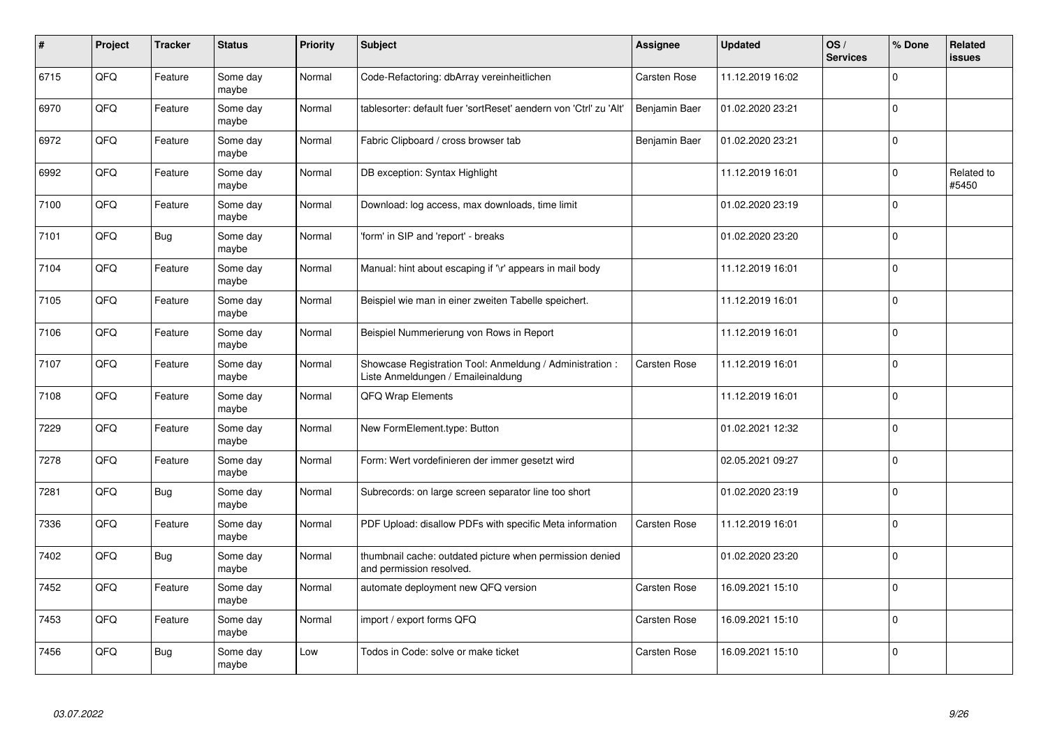| # | Project | Tracker | Status | Priority | Subject | Assignee | Updated | OS / Services | % Done | Related issues |
|---|---|---|---|---|---|---|---|---|---|---|
| 6715 | QFQ | Feature | Some day maybe | Normal | Code-Refactoring: dbArray vereinheitlichen | Carsten Rose | 11.12.2019 16:02 | | 0 | |
| 6970 | QFQ | Feature | Some day maybe | Normal | tablesorter: default fuer 'sortReset' aendern von 'Ctrl' zu 'Alt' | Benjamin Baer | 01.02.2020 23:21 | | 0 | |
| 6972 | QFQ | Feature | Some day maybe | Normal | Fabric Clipboard / cross browser tab | Benjamin Baer | 01.02.2020 23:21 | | 0 | |
| 6992 | QFQ | Feature | Some day maybe | Normal | DB exception: Syntax Highlight | | 11.12.2019 16:01 | | 0 | Related to #5450 |
| 7100 | QFQ | Feature | Some day maybe | Normal | Download: log access, max downloads, time limit | | 01.02.2020 23:19 | | 0 | |
| 7101 | QFQ | Bug | Some day maybe | Normal | 'form' in SIP and 'report' - breaks | | 01.02.2020 23:20 | | 0 | |
| 7104 | QFQ | Feature | Some day maybe | Normal | Manual: hint about escaping if '\r' appears in mail body | | 11.12.2019 16:01 | | 0 | |
| 7105 | QFQ | Feature | Some day maybe | Normal | Beispiel wie man in einer zweiten Tabelle speichert. | | 11.12.2019 16:01 | | 0 | |
| 7106 | QFQ | Feature | Some day maybe | Normal | Beispiel Nummerierung von Rows in Report | | 11.12.2019 16:01 | | 0 | |
| 7107 | QFQ | Feature | Some day maybe | Normal | Showcase Registration Tool: Anmeldung / Administration : Liste Anmeldungen / Emaileinaldung | Carsten Rose | 11.12.2019 16:01 | | 0 | |
| 7108 | QFQ | Feature | Some day maybe | Normal | QFQ Wrap Elements | | 11.12.2019 16:01 | | 0 | |
| 7229 | QFQ | Feature | Some day maybe | Normal | New FormElement.type: Button | | 01.02.2021 12:32 | | 0 | |
| 7278 | QFQ | Feature | Some day maybe | Normal | Form: Wert vordefinieren der immer gesetzt wird | | 02.05.2021 09:27 | | 0 | |
| 7281 | QFQ | Bug | Some day maybe | Normal | Subrecords: on large screen separator line too short | | 01.02.2020 23:19 | | 0 | |
| 7336 | QFQ | Feature | Some day maybe | Normal | PDF Upload: disallow PDFs with specific Meta information | Carsten Rose | 11.12.2019 16:01 | | 0 | |
| 7402 | QFQ | Bug | Some day maybe | Normal | thumbnail cache: outdated picture when permission denied and permission resolved. | | 01.02.2020 23:20 | | 0 | |
| 7452 | QFQ | Feature | Some day maybe | Normal | automate deployment new QFQ version | Carsten Rose | 16.09.2021 15:10 | | 0 | |
| 7453 | QFQ | Feature | Some day maybe | Normal | import / export forms QFQ | Carsten Rose | 16.09.2021 15:10 | | 0 | |
| 7456 | QFQ | Bug | Some day maybe | Low | Todos in Code: solve or make ticket | Carsten Rose | 16.09.2021 15:10 | | 0 | |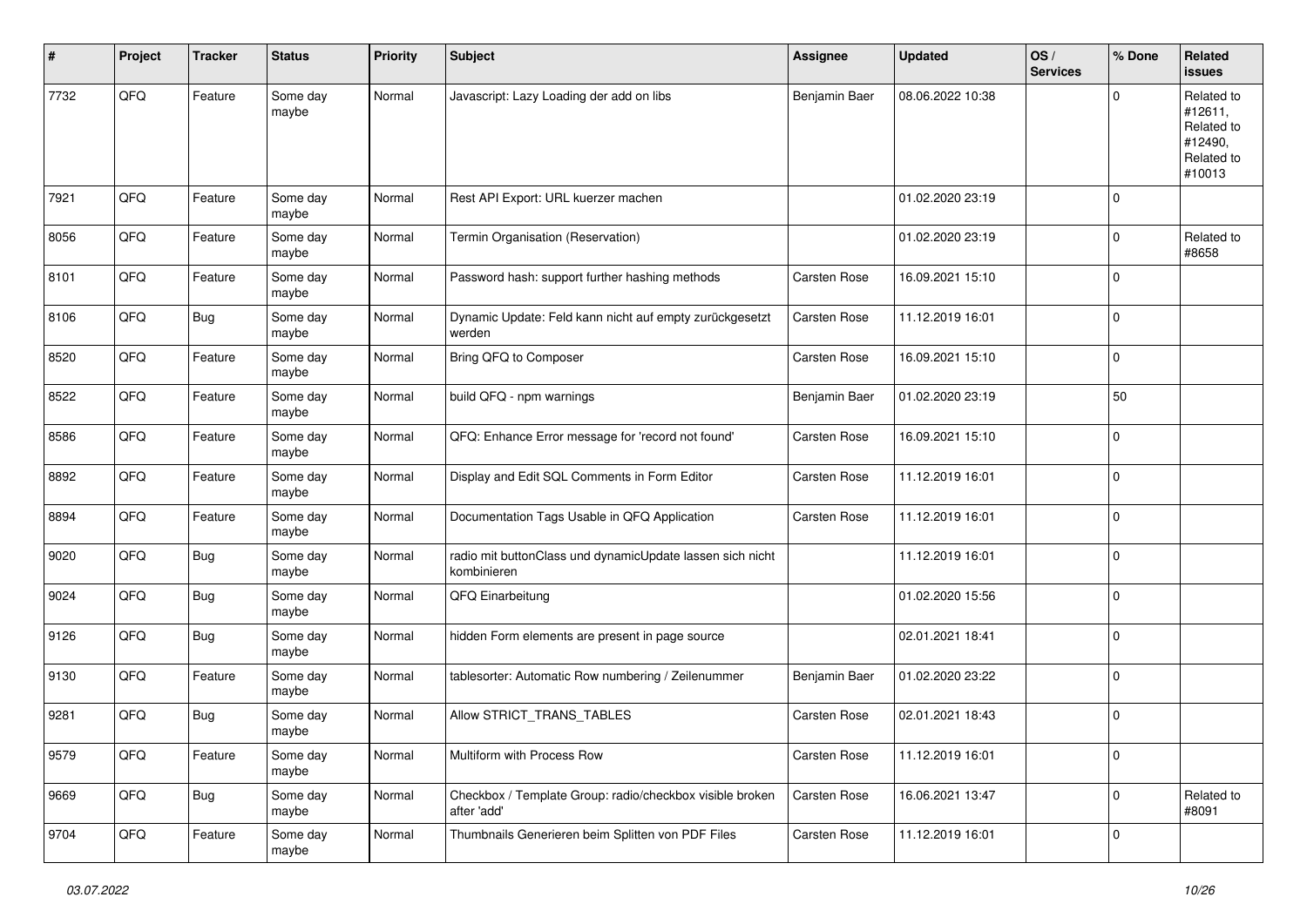| # | Project | Tracker | Status | Priority | Subject | Assignee | Updated | OS / Services | % Done | Related issues |
|---|---|---|---|---|---|---|---|---|---|---|
| 7732 | QFQ | Feature | Some day maybe | Normal | Javascript: Lazy Loading der add on libs | Benjamin Baer | 08.06.2022 10:38 | | 0 | Related to #12611, Related to #12490, Related to #10013 |
| 7921 | QFQ | Feature | Some day maybe | Normal | Rest API Export: URL kuerzer machen | | 01.02.2020 23:19 | | 0 | |
| 8056 | QFQ | Feature | Some day maybe | Normal | Termin Organisation (Reservation) | | 01.02.2020 23:19 | | 0 | Related to #8658 |
| 8101 | QFQ | Feature | Some day maybe | Normal | Password hash: support further hashing methods | Carsten Rose | 16.09.2021 15:10 | | 0 | |
| 8106 | QFQ | Bug | Some day maybe | Normal | Dynamic Update: Feld kann nicht auf empty zurückgesetzt werden | Carsten Rose | 11.12.2019 16:01 | | 0 | |
| 8520 | QFQ | Feature | Some day maybe | Normal | Bring QFQ to Composer | Carsten Rose | 16.09.2021 15:10 | | 0 | |
| 8522 | QFQ | Feature | Some day maybe | Normal | build QFQ - npm warnings | Benjamin Baer | 01.02.2020 23:19 | | 50 | |
| 8586 | QFQ | Feature | Some day maybe | Normal | QFQ: Enhance Error message for 'record not found' | Carsten Rose | 16.09.2021 15:10 | | 0 | |
| 8892 | QFQ | Feature | Some day maybe | Normal | Display and Edit SQL Comments in Form Editor | Carsten Rose | 11.12.2019 16:01 | | 0 | |
| 8894 | QFQ | Feature | Some day maybe | Normal | Documentation Tags Usable in QFQ Application | Carsten Rose | 11.12.2019 16:01 | | 0 | |
| 9020 | QFQ | Bug | Some day maybe | Normal | radio mit buttonClass und dynamicUpdate lassen sich nicht kombinieren | | 11.12.2019 16:01 | | 0 | |
| 9024 | QFQ | Bug | Some day maybe | Normal | QFQ Einarbeitung | | 01.02.2020 15:56 | | 0 | |
| 9126 | QFQ | Bug | Some day maybe | Normal | hidden Form elements are present in page source | | 02.01.2021 18:41 | | 0 | |
| 9130 | QFQ | Feature | Some day maybe | Normal | tablesorter: Automatic Row numbering / Zeilenummer | Benjamin Baer | 01.02.2020 23:22 | | 0 | |
| 9281 | QFQ | Bug | Some day maybe | Normal | Allow STRICT_TRANS_TABLES | Carsten Rose | 02.01.2021 18:43 | | 0 | |
| 9579 | QFQ | Feature | Some day maybe | Normal | Multiform with Process Row | Carsten Rose | 11.12.2019 16:01 | | 0 | |
| 9669 | QFQ | Bug | Some day maybe | Normal | Checkbox / Template Group: radio/checkbox visible broken after 'add' | Carsten Rose | 16.06.2021 13:47 | | 0 | Related to #8091 |
| 9704 | QFQ | Feature | Some day maybe | Normal | Thumbnails Generieren beim Splitten von PDF Files | Carsten Rose | 11.12.2019 16:01 | | 0 | |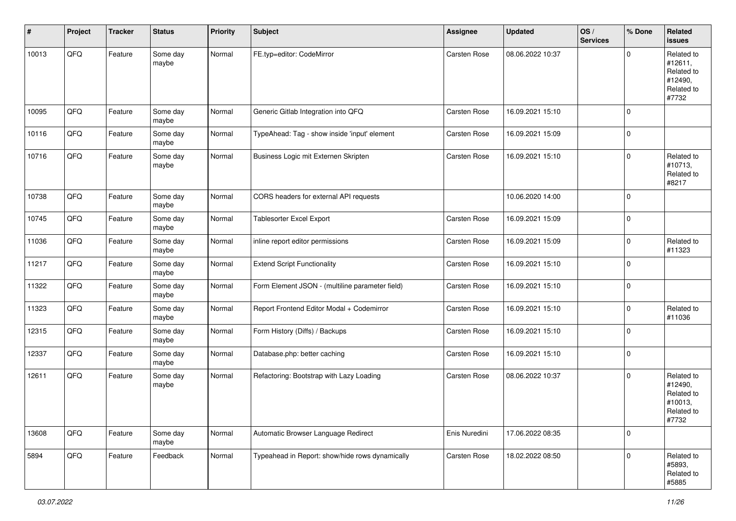| # | Project | Tracker | Status | Priority | Subject | Assignee | Updated | OS / Services | % Done | Related issues |
|---|---|---|---|---|---|---|---|---|---|---|
| 10013 | QFQ | Feature | Some day maybe | Normal | FE.typ=editor: CodeMirror | Carsten Rose | 08.06.2022 10:37 | | 0 | Related to #12611, Related to #12490, Related to #7732 |
| 10095 | QFQ | Feature | Some day maybe | Normal | Generic Gitlab Integration into QFQ | Carsten Rose | 16.09.2021 15:10 | | 0 | |
| 10116 | QFQ | Feature | Some day maybe | Normal | TypeAhead: Tag - show inside 'input' element | Carsten Rose | 16.09.2021 15:09 | | 0 | |
| 10716 | QFQ | Feature | Some day maybe | Normal | Business Logic mit Externen Skripten | Carsten Rose | 16.09.2021 15:10 | | 0 | Related to #10713, Related to #8217 |
| 10738 | QFQ | Feature | Some day maybe | Normal | CORS headers for external API requests | | 10.06.2020 14:00 | | 0 | |
| 10745 | QFQ | Feature | Some day maybe | Normal | Tablesorter Excel Export | Carsten Rose | 16.09.2021 15:09 | | 0 | |
| 11036 | QFQ | Feature | Some day maybe | Normal | inline report editor permissions | Carsten Rose | 16.09.2021 15:09 | | 0 | Related to #11323 |
| 11217 | QFQ | Feature | Some day maybe | Normal | Extend Script Functionality | Carsten Rose | 16.09.2021 15:10 | | 0 | |
| 11322 | QFQ | Feature | Some day maybe | Normal | Form Element JSON - (multiline parameter field) | Carsten Rose | 16.09.2021 15:10 | | 0 | |
| 11323 | QFQ | Feature | Some day maybe | Normal | Report Frontend Editor Modal + Codemirror | Carsten Rose | 16.09.2021 15:10 | | 0 | Related to #11036 |
| 12315 | QFQ | Feature | Some day maybe | Normal | Form History (Diffs) / Backups | Carsten Rose | 16.09.2021 15:10 | | 0 | |
| 12337 | QFQ | Feature | Some day maybe | Normal | Database.php: better caching | Carsten Rose | 16.09.2021 15:10 | | 0 | |
| 12611 | QFQ | Feature | Some day maybe | Normal | Refactoring: Bootstrap with Lazy Loading | Carsten Rose | 08.06.2022 10:37 | | 0 | Related to #12490, Related to #10013, Related to #7732 |
| 13608 | QFQ | Feature | Some day maybe | Normal | Automatic Browser Language Redirect | Enis Nuredini | 17.06.2022 08:35 | | 0 | |
| 5894 | QFQ | Feature | Feedback | Normal | Typeahead in Report: show/hide rows dynamically | Carsten Rose | 18.02.2022 08:50 | | 0 | Related to #5893, Related to #5885 |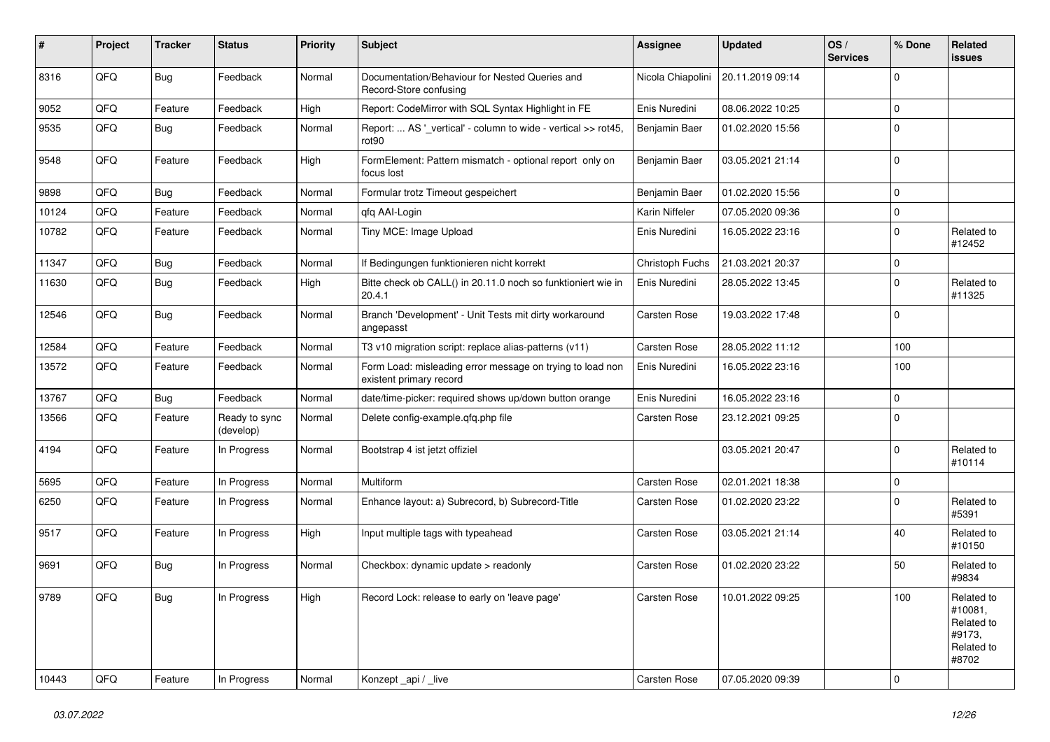| # | Project | Tracker | Status | Priority | Subject | Assignee | Updated | OS / Services | % Done | Related issues |
|---|---|---|---|---|---|---|---|---|---|---|
| 8316 | QFQ | Bug | Feedback | Normal | Documentation/Behaviour for Nested Queries and Record-Store confusing | Nicola Chiapolini | 20.11.2019 09:14 | | 0 | |
| 9052 | QFQ | Feature | Feedback | High | Report: CodeMirror with SQL Syntax Highlight in FE | Enis Nuredini | 08.06.2022 10:25 | | 0 | |
| 9535 | QFQ | Bug | Feedback | Normal | Report: ... AS '_vertical' - column to wide - vertical >> rot45, rot90 | Benjamin Baer | 01.02.2020 15:56 | | 0 | |
| 9548 | QFQ | Feature | Feedback | High | FormElement: Pattern mismatch - optional report only on focus lost | Benjamin Baer | 03.05.2021 21:14 | | 0 | |
| 9898 | QFQ | Bug | Feedback | Normal | Formular trotz Timeout gespeichert | Benjamin Baer | 01.02.2020 15:56 | | 0 | |
| 10124 | QFQ | Feature | Feedback | Normal | qfq AAI-Login | Karin Niffeler | 07.05.2020 09:36 | | 0 | |
| 10782 | QFQ | Feature | Feedback | Normal | Tiny MCE: Image Upload | Enis Nuredini | 16.05.2022 23:16 | | 0 | Related to #12452 |
| 11347 | QFQ | Bug | Feedback | Normal | If Bedingungen funktionieren nicht korrekt | Christoph Fuchs | 21.03.2021 20:37 | | 0 | |
| 11630 | QFQ | Bug | Feedback | High | Bitte check ob CALL() in 20.11.0 noch so funktioniert wie in 20.4.1 | Enis Nuredini | 28.05.2022 13:45 | | 0 | Related to #11325 |
| 12546 | QFQ | Bug | Feedback | Normal | Branch 'Development' - Unit Tests mit dirty workaround angepasst | Carsten Rose | 19.03.2022 17:48 | | 0 | |
| 12584 | QFQ | Feature | Feedback | Normal | T3 v10 migration script: replace alias-patterns (v11) | Carsten Rose | 28.05.2022 11:12 | | 100 | |
| 13572 | QFQ | Feature | Feedback | Normal | Form Load: misleading error message on trying to load non existent primary record | Enis Nuredini | 16.05.2022 23:16 | | 100 | |
| 13767 | QFQ | Bug | Feedback | Normal | date/time-picker: required shows up/down button orange | Enis Nuredini | 16.05.2022 23:16 | | 0 | |
| 13566 | QFQ | Feature | Ready to sync (develop) | Normal | Delete config-example.qfq.php file | Carsten Rose | 23.12.2021 09:25 | | 0 | |
| 4194 | QFQ | Feature | In Progress | Normal | Bootstrap 4 ist jetzt offiziel | | 03.05.2021 20:47 | | 0 | Related to #10114 |
| 5695 | QFQ | Feature | In Progress | Normal | Multiform | Carsten Rose | 02.01.2021 18:38 | | 0 | |
| 6250 | QFQ | Feature | In Progress | Normal | Enhance layout: a) Subrecord, b) Subrecord-Title | Carsten Rose | 01.02.2020 23:22 | | 0 | Related to #5391 |
| 9517 | QFQ | Feature | In Progress | High | Input multiple tags with typeahead | Carsten Rose | 03.05.2021 21:14 | | 40 | Related to #10150 |
| 9691 | QFQ | Bug | In Progress | Normal | Checkbox: dynamic update > readonly | Carsten Rose | 01.02.2020 23:22 | | 50 | Related to #9834 |
| 9789 | QFQ | Bug | In Progress | High | Record Lock: release to early on 'leave page' | Carsten Rose | 10.01.2022 09:25 | | 100 | Related to #10081, Related to #9173, Related to #8702 |
| 10443 | QFQ | Feature | In Progress | Normal | Konzept _api / _live | Carsten Rose | 07.05.2020 09:39 | | 0 | |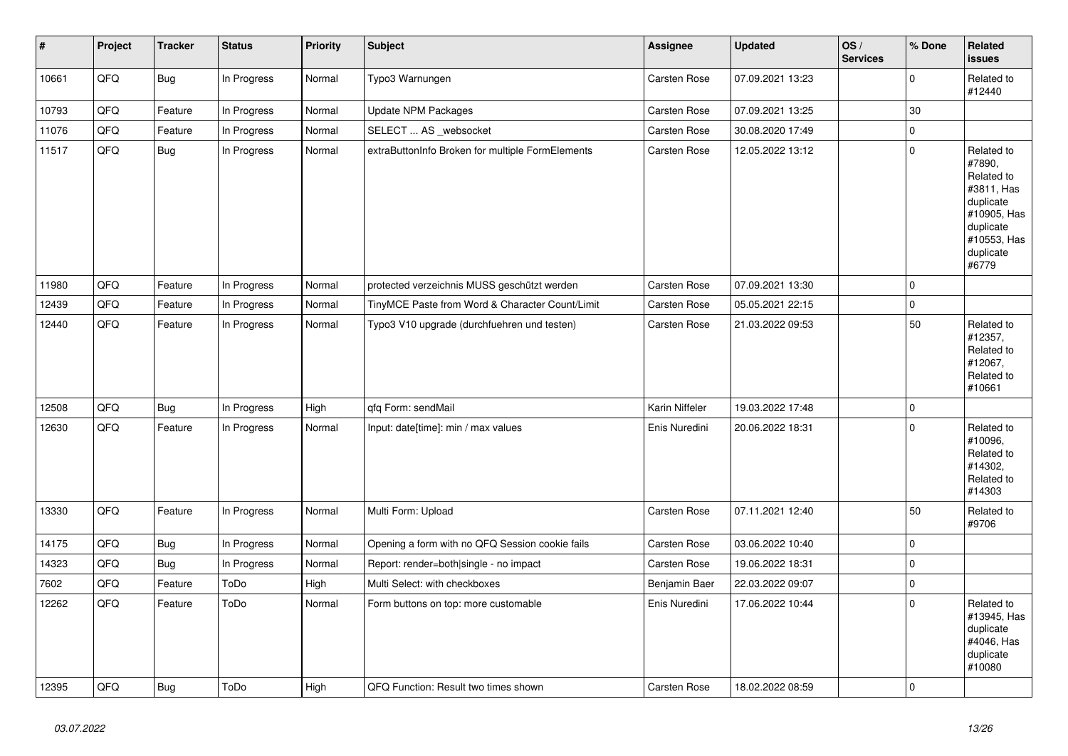| # | Project | Tracker | Status | Priority | Subject | Assignee | Updated | OS / Services | % Done | Related issues |
|---|---|---|---|---|---|---|---|---|---|---|
| 10661 | QFQ | Bug | In Progress | Normal | Typo3 Warnungen | Carsten Rose | 07.09.2021 13:23 | | 0 | Related to #12440 |
| 10793 | QFQ | Feature | In Progress | Normal | Update NPM Packages | Carsten Rose | 07.09.2021 13:25 | | 30 | |
| 11076 | QFQ | Feature | In Progress | Normal | SELECT ... AS _websocket | Carsten Rose | 30.08.2020 17:49 | | 0 | |
| 11517 | QFQ | Bug | In Progress | Normal | extraButtonInfo Broken for multiple FormElements | Carsten Rose | 12.05.2022 13:12 | | 0 | Related to #7890, Related to #3811, Has duplicate #10905, Has duplicate #10553, Has duplicate #6779 |
| 11980 | QFQ | Feature | In Progress | Normal | protected verzeichnis MUSS geschützt werden | Carsten Rose | 07.09.2021 13:30 | | 0 | |
| 12439 | QFQ | Feature | In Progress | Normal | TinyMCE Paste from Word & Character Count/Limit | Carsten Rose | 05.05.2021 22:15 | | 0 | |
| 12440 | QFQ | Feature | In Progress | Normal | Typo3 V10 upgrade (durchfuehren und testen) | Carsten Rose | 21.03.2022 09:53 | | 50 | Related to #12357, Related to #12067, Related to #10661 |
| 12508 | QFQ | Bug | In Progress | High | qfq Form: sendMail | Karin Niffeler | 19.03.2022 17:48 | | 0 | |
| 12630 | QFQ | Feature | In Progress | Normal | Input: date[time]: min / max values | Enis Nuredini | 20.06.2022 18:31 | | 0 | Related to #10096, Related to #14302, Related to #14303 |
| 13330 | QFQ | Feature | In Progress | Normal | Multi Form: Upload | Carsten Rose | 07.11.2021 12:40 | | 50 | Related to #9706 |
| 14175 | QFQ | Bug | In Progress | Normal | Opening a form with no QFQ Session cookie fails | Carsten Rose | 03.06.2022 10:40 | | 0 | |
| 14323 | QFQ | Bug | In Progress | Normal | Report: render=both\|single - no impact | Carsten Rose | 19.06.2022 18:31 | | 0 | |
| 7602 | QFQ | Feature | ToDo | High | Multi Select: with checkboxes | Benjamin Baer | 22.03.2022 09:07 | | 0 | |
| 12262 | QFQ | Feature | ToDo | Normal | Form buttons on top: more customable | Enis Nuredini | 17.06.2022 10:44 | | 0 | Related to #13945, Has duplicate #4046, Has duplicate #10080 |
| 12395 | QFQ | Bug | ToDo | High | QFQ Function: Result two times shown | Carsten Rose | 18.02.2022 08:59 | | 0 | |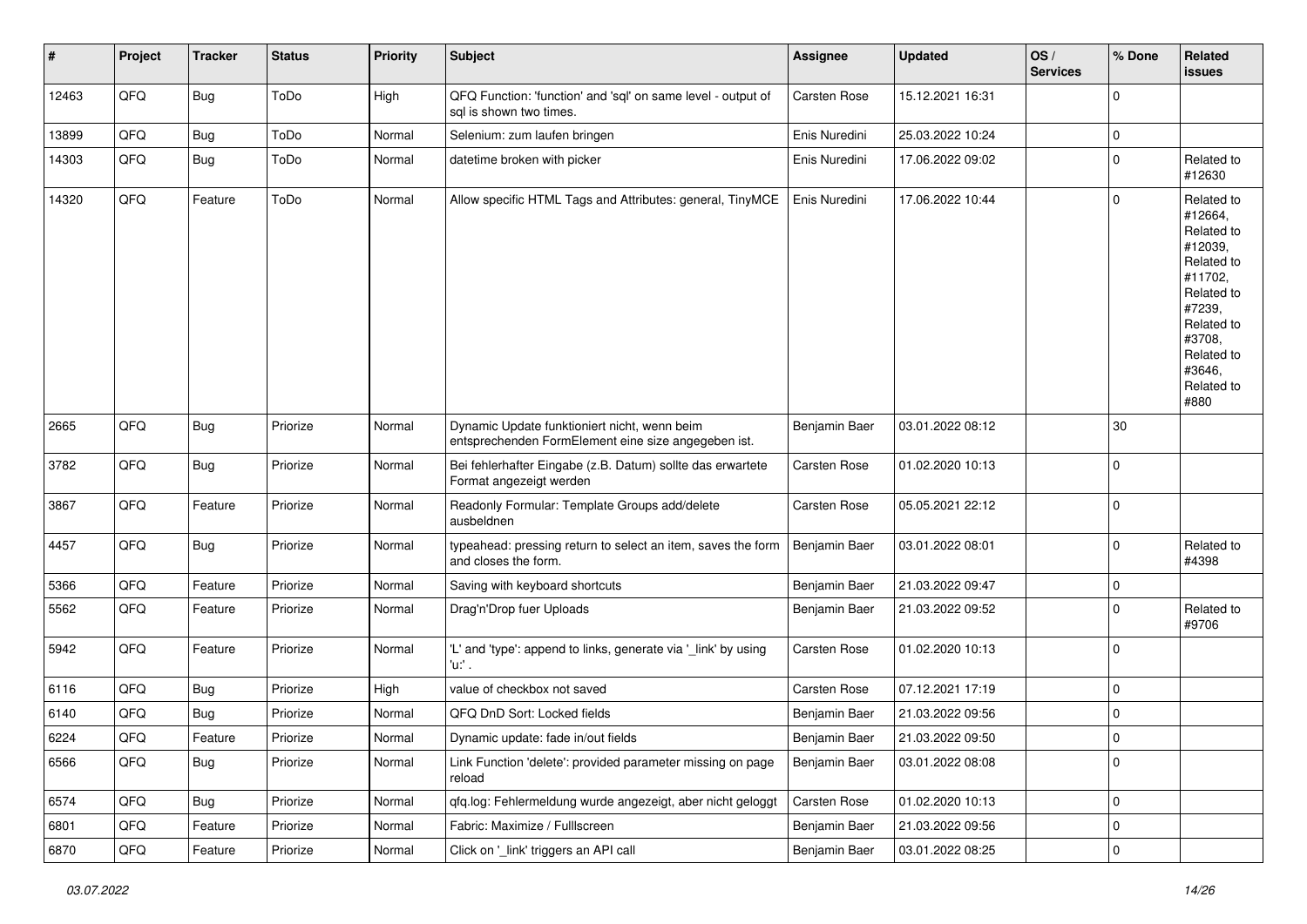| # | Project | Tracker | Status | Priority | Subject | Assignee | Updated | OS / Services | % Done | Related issues |
|---|---|---|---|---|---|---|---|---|---|---|
| 12463 | QFQ | Bug | ToDo | High | QFQ Function: 'function' and 'sql' on same level - output of sql is shown two times. | Carsten Rose | 15.12.2021 16:31 | | 0 | |
| 13899 | QFQ | Bug | ToDo | Normal | Selenium: zum laufen bringen | Enis Nuredini | 25.03.2022 10:24 | | 0 | |
| 14303 | QFQ | Bug | ToDo | Normal | datetime broken with picker | Enis Nuredini | 17.06.2022 09:02 | | 0 | Related to #12630 |
| 14320 | QFQ | Feature | ToDo | Normal | Allow specific HTML Tags and Attributes: general, TinyMCE | Enis Nuredini | 17.06.2022 10:44 | | 0 | Related to #12664, Related to #12039, Related to #11702, Related to #7239, Related to #3708, Related to #3646, Related to #880 |
| 2665 | QFQ | Bug | Priorize | Normal | Dynamic Update funktioniert nicht, wenn beim entsprechenden FormElement eine size angegeben ist. | Benjamin Baer | 03.01.2022 08:12 | | 30 | |
| 3782 | QFQ | Bug | Priorize | Normal | Bei fehlerhafter Eingabe (z.B. Datum) sollte das erwartete Format angezeigt werden | Carsten Rose | 01.02.2020 10:13 | | 0 | |
| 3867 | QFQ | Feature | Priorize | Normal | Readonly Formular: Template Groups add/delete ausbeldnen | Carsten Rose | 05.05.2021 22:12 | | 0 | |
| 4457 | QFQ | Bug | Priorize | Normal | typeahead: pressing return to select an item, saves the form and closes the form. | Benjamin Baer | 03.01.2022 08:01 | | 0 | Related to #4398 |
| 5366 | QFQ | Feature | Priorize | Normal | Saving with keyboard shortcuts | Benjamin Baer | 21.03.2022 09:47 | | 0 | |
| 5562 | QFQ | Feature | Priorize | Normal | Drag'n'Drop fuer Uploads | Benjamin Baer | 21.03.2022 09:52 | | 0 | Related to #9706 |
| 5942 | QFQ | Feature | Priorize | Normal | 'L' and 'type': append to links, generate via '_link' by using 'u:' . | Carsten Rose | 01.02.2020 10:13 | | 0 | |
| 6116 | QFQ | Bug | Priorize | High | value of checkbox not saved | Carsten Rose | 07.12.2021 17:19 | | 0 | |
| 6140 | QFQ | Bug | Priorize | Normal | QFQ DnD Sort: Locked fields | Benjamin Baer | 21.03.2022 09:56 | | 0 | |
| 6224 | QFQ | Feature | Priorize | Normal | Dynamic update: fade in/out fields | Benjamin Baer | 21.03.2022 09:50 | | 0 | |
| 6566 | QFQ | Bug | Priorize | Normal | Link Function 'delete': provided parameter missing on page reload | Benjamin Baer | 03.01.2022 08:08 | | 0 | |
| 6574 | QFQ | Bug | Priorize | Normal | qfq.log: Fehlermeldung wurde angezeigt, aber nicht geloggt | Carsten Rose | 01.02.2020 10:13 | | 0 | |
| 6801 | QFQ | Feature | Priorize | Normal | Fabric: Maximize / Fulllscreen | Benjamin Baer | 21.03.2022 09:56 | | 0 | |
| 6870 | QFQ | Feature | Priorize | Normal | Click on '_link' triggers an API call | Benjamin Baer | 03.01.2022 08:25 | | 0 | |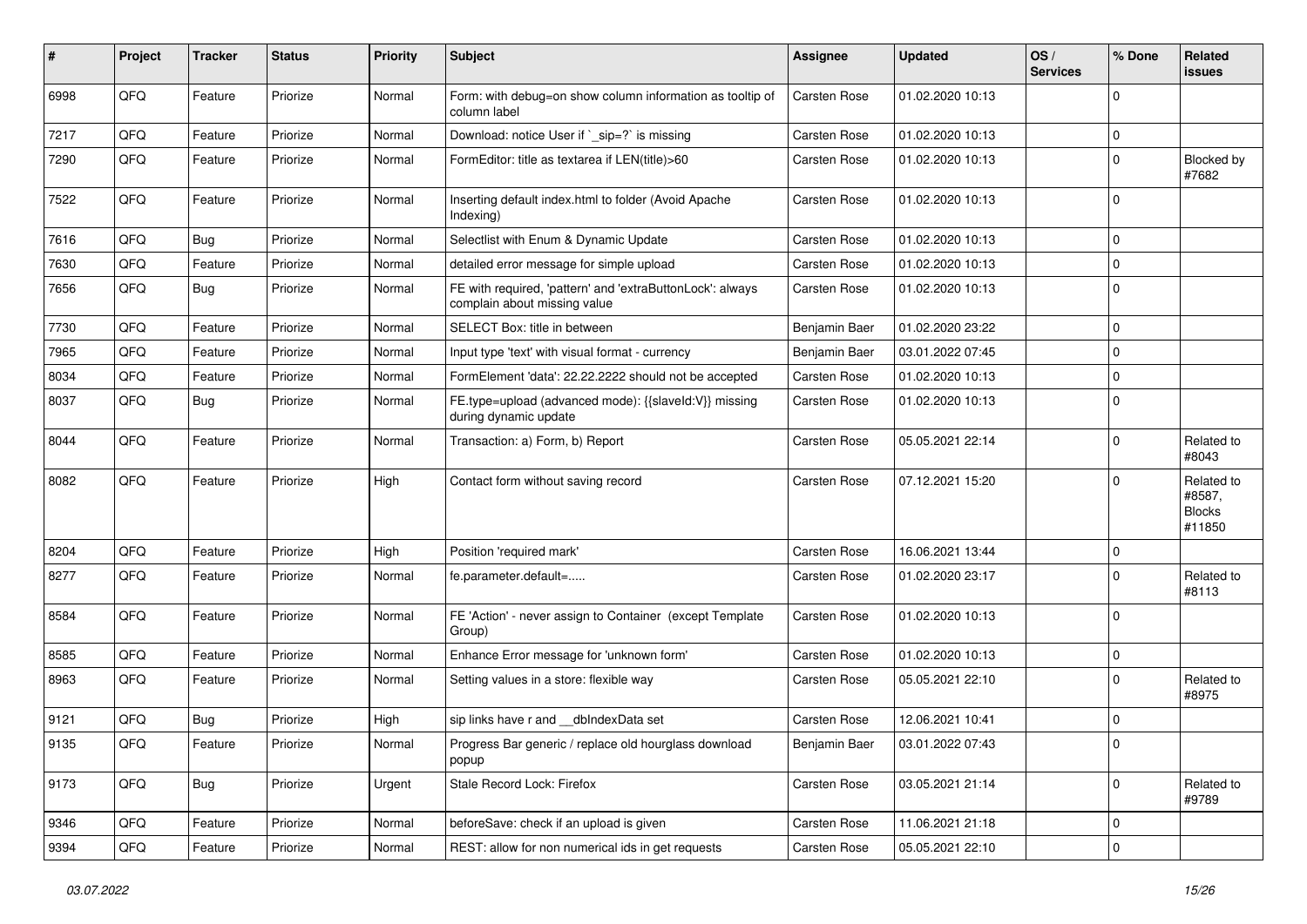| # | Project | Tracker | Status | Priority | Subject | Assignee | Updated | OS / Services | % Done | Related issues |
|---|---|---|---|---|---|---|---|---|---|---|
| 6998 | QFQ | Feature | Priorize | Normal | Form: with debug=on show column information as tooltip of column label | Carsten Rose | 01.02.2020 10:13 | | 0 | |
| 7217 | QFQ | Feature | Priorize | Normal | Download: notice User if `_sip=?` is missing | Carsten Rose | 01.02.2020 10:13 | | 0 | |
| 7290 | QFQ | Feature | Priorize | Normal | FormEditor: title as textarea if LEN(title)>60 | Carsten Rose | 01.02.2020 10:13 | | 0 | Blocked by #7682 |
| 7522 | QFQ | Feature | Priorize | Normal | Inserting default index.html to folder (Avoid Apache Indexing) | Carsten Rose | 01.02.2020 10:13 | | 0 | |
| 7616 | QFQ | Bug | Priorize | Normal | Selectlist with Enum & Dynamic Update | Carsten Rose | 01.02.2020 10:13 | | 0 | |
| 7630 | QFQ | Feature | Priorize | Normal | detailed error message for simple upload | Carsten Rose | 01.02.2020 10:13 | | 0 | |
| 7656 | QFQ | Bug | Priorize | Normal | FE with required, 'pattern' and 'extraButtonLock': always complain about missing value | Carsten Rose | 01.02.2020 10:13 | | 0 | |
| 7730 | QFQ | Feature | Priorize | Normal | SELECT Box: title in between | Benjamin Baer | 01.02.2020 23:22 | | 0 | |
| 7965 | QFQ | Feature | Priorize | Normal | Input type 'text' with visual format - currency | Benjamin Baer | 03.01.2022 07:45 | | 0 | |
| 8034 | QFQ | Feature | Priorize | Normal | FormElement 'data': 22.22.2222 should not be accepted | Carsten Rose | 01.02.2020 10:13 | | 0 | |
| 8037 | QFQ | Bug | Priorize | Normal | FE.type=upload (advanced mode): {{slaveId:V}} missing during dynamic update | Carsten Rose | 01.02.2020 10:13 | | 0 | |
| 8044 | QFQ | Feature | Priorize | Normal | Transaction: a) Form, b) Report | Carsten Rose | 05.05.2021 22:14 | | 0 | Related to #8043 |
| 8082 | QFQ | Feature | Priorize | High | Contact form without saving record | Carsten Rose | 07.12.2021 15:20 | | 0 | Related to #8587, Blocks #11850 |
| 8204 | QFQ | Feature | Priorize | High | Position 'required mark' | Carsten Rose | 16.06.2021 13:44 | | 0 | |
| 8277 | QFQ | Feature | Priorize | Normal | fe.parameter.default=..... | Carsten Rose | 01.02.2020 23:17 | | 0 | Related to #8113 |
| 8584 | QFQ | Feature | Priorize | Normal | FE 'Action' - never assign to Container (except Template Group) | Carsten Rose | 01.02.2020 10:13 | | 0 | |
| 8585 | QFQ | Feature | Priorize | Normal | Enhance Error message for 'unknown form' | Carsten Rose | 01.02.2020 10:13 | | 0 | |
| 8963 | QFQ | Feature | Priorize | Normal | Setting values in a store: flexible way | Carsten Rose | 05.05.2021 22:10 | | 0 | Related to #8975 |
| 9121 | QFQ | Bug | Priorize | High | sip links have r and __dbIndexData set | Carsten Rose | 12.06.2021 10:41 | | 0 | |
| 9135 | QFQ | Feature | Priorize | Normal | Progress Bar generic / replace old hourglass download popup | Benjamin Baer | 03.01.2022 07:43 | | 0 | |
| 9173 | QFQ | Bug | Priorize | Urgent | Stale Record Lock: Firefox | Carsten Rose | 03.05.2021 21:14 | | 0 | Related to #9789 |
| 9346 | QFQ | Feature | Priorize | Normal | beforeSave: check if an upload is given | Carsten Rose | 11.06.2021 21:18 | | 0 | |
| 9394 | QFQ | Feature | Priorize | Normal | REST: allow for non numerical ids in get requests | Carsten Rose | 05.05.2021 22:10 | | 0 | |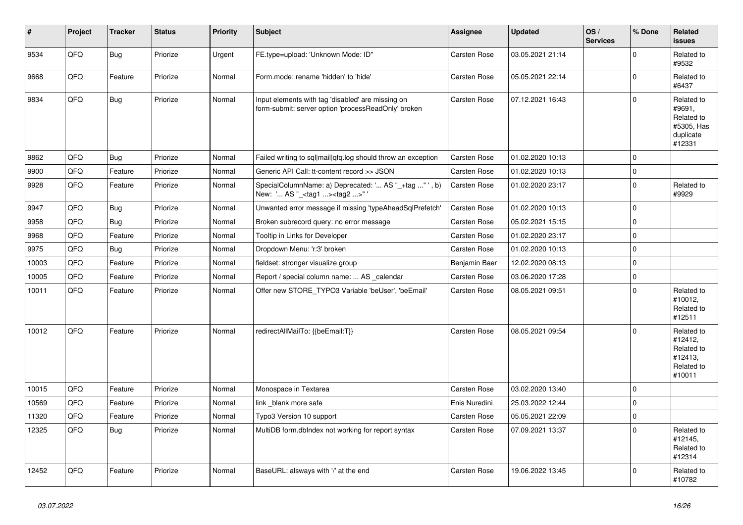| # | Project | Tracker | Status | Priority | Subject | Assignee | Updated | OS / Services | % Done | Related issues |
|---|---|---|---|---|---|---|---|---|---|---|
| 9534 | QFQ | Bug | Priorize | Urgent | FE.type=upload: 'Unknown Mode: ID" | Carsten Rose | 03.05.2021 21:14 | | 0 | Related to #9532 |
| 9668 | QFQ | Feature | Priorize | Normal | Form.mode: rename 'hidden' to 'hide' | Carsten Rose | 05.05.2021 22:14 | | 0 | Related to #6437 |
| 9834 | QFQ | Bug | Priorize | Normal | Input elements with tag 'disabled' are missing on form-submit: server option 'processReadOnly' broken | Carsten Rose | 07.12.2021 16:43 | | 0 | Related to #9691, Related to #5305, Has duplicate #12331 |
| 9862 | QFQ | Bug | Priorize | Normal | Failed writing to sql\|mail\|qfq.log should throw an exception | Carsten Rose | 01.02.2020 10:13 | | 0 | |
| 9900 | QFQ | Feature | Priorize | Normal | Generic API Call: tt-content record >> JSON | Carsten Rose | 01.02.2020 10:13 | | 0 | |
| 9928 | QFQ | Feature | Priorize | Normal | SpecialColumnName: a) Deprecated: '... AS "_+tag ..." ', b) New: '... AS "_<tag1 ...><tag2 ...>" ' | Carsten Rose | 01.02.2020 23:17 | | 0 | Related to #9929 |
| 9947 | QFQ | Bug | Priorize | Normal | Unwanted error message if missing 'typeAheadSqlPrefetch' | Carsten Rose | 01.02.2020 10:13 | | 0 | |
| 9958 | QFQ | Bug | Priorize | Normal | Broken subrecord query: no error message | Carsten Rose | 05.02.2021 15:15 | | 0 | |
| 9968 | QFQ | Feature | Priorize | Normal | Tooltip in Links for Developer | Carsten Rose | 01.02.2020 23:17 | | 0 | |
| 9975 | QFQ | Bug | Priorize | Normal | Dropdown Menu: 'r:3' broken | Carsten Rose | 01.02.2020 10:13 | | 0 | |
| 10003 | QFQ | Feature | Priorize | Normal | fieldset: stronger visualize group | Benjamin Baer | 12.02.2020 08:13 | | 0 | |
| 10005 | QFQ | Feature | Priorize | Normal | Report / special column name: ... AS _calendar | Carsten Rose | 03.06.2020 17:28 | | 0 | |
| 10011 | QFQ | Feature | Priorize | Normal | Offer new STORE_TYPO3 Variable 'beUser', 'beEmail' | Carsten Rose | 08.05.2021 09:51 | | 0 | Related to #10012, Related to #12511 |
| 10012 | QFQ | Feature | Priorize | Normal | redirectAllMailTo: {{beEmail:T}} | Carsten Rose | 08.05.2021 09:54 | | 0 | Related to #12412, Related to #12413, Related to #10011 |
| 10015 | QFQ | Feature | Priorize | Normal | Monospace in Textarea | Carsten Rose | 03.02.2020 13:40 | | 0 | |
| 10569 | QFQ | Feature | Priorize | Normal | link _blank more safe | Enis Nuredini | 25.03.2022 12:44 | | 0 | |
| 11320 | QFQ | Feature | Priorize | Normal | Typo3 Version 10 support | Carsten Rose | 05.05.2021 22:09 | | 0 | |
| 12325 | QFQ | Bug | Priorize | Normal | MultiDB form.dbIndex not working for report syntax | Carsten Rose | 07.09.2021 13:37 | | 0 | Related to #12145, Related to #12314 |
| 12452 | QFQ | Feature | Priorize | Normal | BaseURL: alsways with '/' at the end | Carsten Rose | 19.06.2022 13:45 | | 0 | Related to #10782 |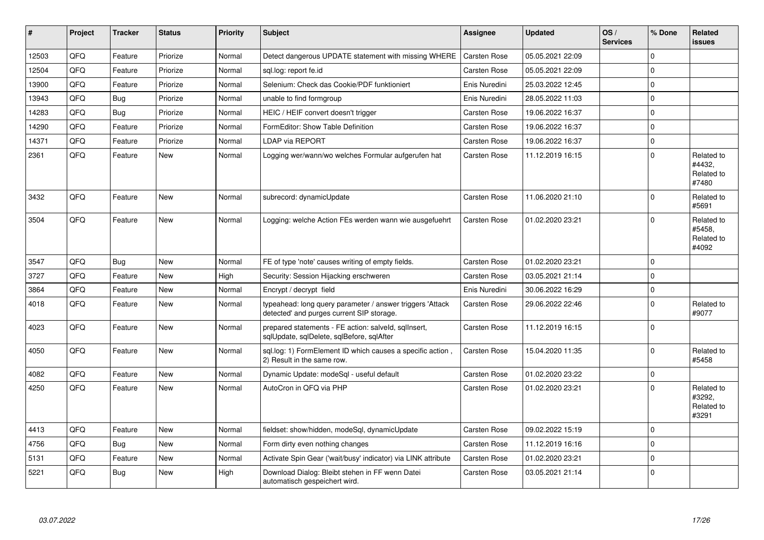| # | Project | Tracker | Status | Priority | Subject | Assignee | Updated | OS / Services | % Done | Related issues |
|---|---|---|---|---|---|---|---|---|---|---|
| 12503 | QFQ | Feature | Priorize | Normal | Detect dangerous UPDATE statement with missing WHERE | Carsten Rose | 05.05.2021 22:09 | | 0 | |
| 12504 | QFQ | Feature | Priorize | Normal | sql.log: report fe.id | Carsten Rose | 05.05.2021 22:09 | | 0 | |
| 13900 | QFQ | Feature | Priorize | Normal | Selenium: Check das Cookie/PDF funktioniert | Enis Nuredini | 25.03.2022 12:45 | | 0 | |
| 13943 | QFQ | Bug | Priorize | Normal | unable to find formgroup | Enis Nuredini | 28.05.2022 11:03 | | 0 | |
| 14283 | QFQ | Bug | Priorize | Normal | HEIC / HEIF convert doesn't trigger | Carsten Rose | 19.06.2022 16:37 | | 0 | |
| 14290 | QFQ | Feature | Priorize | Normal | FormEditor: Show Table Definition | Carsten Rose | 19.06.2022 16:37 | | 0 | |
| 14371 | QFQ | Feature | Priorize | Normal | LDAP via REPORT | Carsten Rose | 19.06.2022 16:37 | | 0 | |
| 2361 | QFQ | Feature | New | Normal | Logging wer/wann/wo welches Formular aufgerufen hat | Carsten Rose | 11.12.2019 16:15 | | 0 | Related to #4432, Related to #7480 |
| 3432 | QFQ | Feature | New | Normal | subrecord: dynamicUpdate | Carsten Rose | 11.06.2020 21:10 | | 0 | Related to #5691 |
| 3504 | QFQ | Feature | New | Normal | Logging: welche Action FEs werden wann wie ausgefuehrt | Carsten Rose | 01.02.2020 23:21 | | 0 | Related to #5458, Related to #4092 |
| 3547 | QFQ | Bug | New | Normal | FE of type 'note' causes writing of empty fields. | Carsten Rose | 01.02.2020 23:21 | | 0 | |
| 3727 | QFQ | Feature | New | High | Security: Session Hijacking erschweren | Carsten Rose | 03.05.2021 21:14 | | 0 | |
| 3864 | QFQ | Feature | New | Normal | Encrypt / decrypt field | Enis Nuredini | 30.06.2022 16:29 | | 0 | |
| 4018 | QFQ | Feature | New | Normal | typeahead: long query parameter / answer triggers 'Attack detected' and purges current SIP storage. | Carsten Rose | 29.06.2022 22:46 | | 0 | Related to #9077 |
| 4023 | QFQ | Feature | New | Normal | prepared statements - FE action: salveld, sqlInsert, sqlUpdate, sqlDelete, sqlBefore, sqlAfter | Carsten Rose | 11.12.2019 16:15 | | 0 | |
| 4050 | QFQ | Feature | New | Normal | sql.log: 1) FormElement ID which causes a specific action , 2) Result in the same row. | Carsten Rose | 15.04.2020 11:35 | | 0 | Related to #5458 |
| 4082 | QFQ | Feature | New | Normal | Dynamic Update: modeSql - useful default | Carsten Rose | 01.02.2020 23:22 | | 0 | |
| 4250 | QFQ | Feature | New | Normal | AutoCron in QFQ via PHP | Carsten Rose | 01.02.2020 23:21 | | 0 | Related to #3292, Related to #3291 |
| 4413 | QFQ | Feature | New | Normal | fieldset: show/hidden, modeSql, dynamicUpdate | Carsten Rose | 09.02.2022 15:19 | | 0 | |
| 4756 | QFQ | Bug | New | Normal | Form dirty even nothing changes | Carsten Rose | 11.12.2019 16:16 | | 0 | |
| 5131 | QFQ | Feature | New | Normal | Activate Spin Gear ('wait/busy' indicator) via LINK attribute | Carsten Rose | 01.02.2020 23:21 | | 0 | |
| 5221 | QFQ | Bug | New | High | Download Dialog: Bleibt stehen in FF wenn Datei automatisch gespeichert wird. | Carsten Rose | 03.05.2021 21:14 | | 0 | |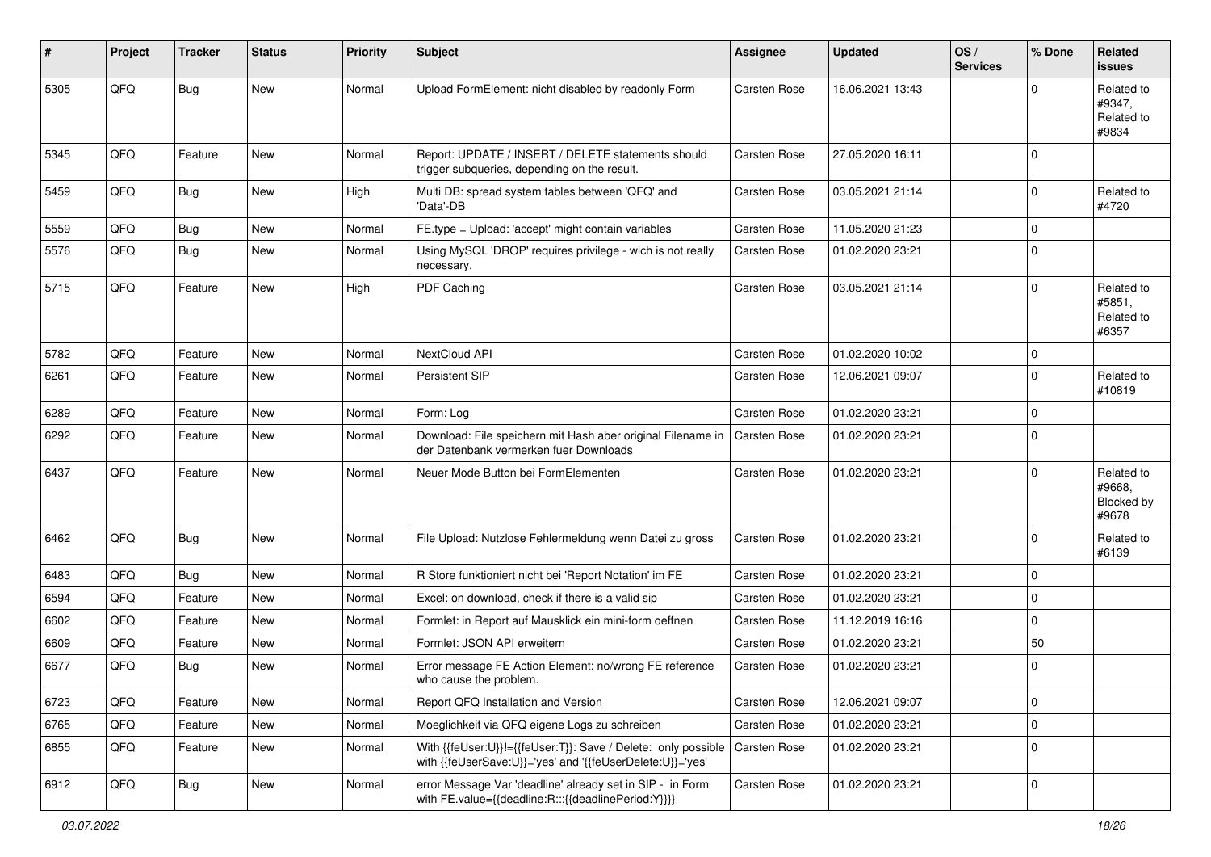| # | Project | Tracker | Status | Priority | Subject | Assignee | Updated | OS / Services | % Done | Related issues |
|---|---|---|---|---|---|---|---|---|---|---|
| 5305 | QFQ | Bug | New | Normal | Upload FormElement: nicht disabled by readonly Form | Carsten Rose | 16.06.2021 13:43 | | 0 | Related to #9347, Related to #9834 |
| 5345 | QFQ | Feature | New | Normal | Report: UPDATE / INSERT / DELETE statements should trigger subqueries, depending on the result. | Carsten Rose | 27.05.2020 16:11 | | 0 | |
| 5459 | QFQ | Bug | New | High | Multi DB: spread system tables between 'QFQ' and 'Data'-DB | Carsten Rose | 03.05.2021 21:14 | | 0 | Related to #4720 |
| 5559 | QFQ | Bug | New | Normal | FE.type = Upload: 'accept' might contain variables | Carsten Rose | 11.05.2020 21:23 | | 0 | |
| 5576 | QFQ | Bug | New | Normal | Using MySQL 'DROP' requires privilege - wich is not really necessary. | Carsten Rose | 01.02.2020 23:21 | | 0 | |
| 5715 | QFQ | Feature | New | High | PDF Caching | Carsten Rose | 03.05.2021 21:14 | | 0 | Related to #5851, Related to #6357 |
| 5782 | QFQ | Feature | New | Normal | NextCloud API | Carsten Rose | 01.02.2020 10:02 | | 0 | |
| 6261 | QFQ | Feature | New | Normal | Persistent SIP | Carsten Rose | 12.06.2021 09:07 | | 0 | Related to #10819 |
| 6289 | QFQ | Feature | New | Normal | Form: Log | Carsten Rose | 01.02.2020 23:21 | | 0 | |
| 6292 | QFQ | Feature | New | Normal | Download: File speichern mit Hash aber original Filename in der Datenbank vermerken fuer Downloads | Carsten Rose | 01.02.2020 23:21 | | 0 | |
| 6437 | QFQ | Feature | New | Normal | Neuer Mode Button bei FormElementen | Carsten Rose | 01.02.2020 23:21 | | 0 | Related to #9668, Blocked by #9678 |
| 6462 | QFQ | Bug | New | Normal | File Upload: Nutzlose Fehlermeldung wenn Datei zu gross | Carsten Rose | 01.02.2020 23:21 | | 0 | Related to #6139 |
| 6483 | QFQ | Bug | New | Normal | R Store funktioniert nicht bei 'Report Notation' im FE | Carsten Rose | 01.02.2020 23:21 | | 0 | |
| 6594 | QFQ | Feature | New | Normal | Excel: on download, check if there is a valid sip | Carsten Rose | 01.02.2020 23:21 | | 0 | |
| 6602 | QFQ | Feature | New | Normal | Formlet: in Report auf Mausklick ein mini-form oeffnen | Carsten Rose | 11.12.2019 16:16 | | 0 | |
| 6609 | QFQ | Feature | New | Normal | Formlet: JSON API erweitern | Carsten Rose | 01.02.2020 23:21 | | 50 | |
| 6677 | QFQ | Bug | New | Normal | Error message FE Action Element: no/wrong FE reference who cause the problem. | Carsten Rose | 01.02.2020 23:21 | | 0 | |
| 6723 | QFQ | Feature | New | Normal | Report QFQ Installation and Version | Carsten Rose | 12.06.2021 09:07 | | 0 | |
| 6765 | QFQ | Feature | New | Normal | Moeglichkeit via QFQ eigene Logs zu schreiben | Carsten Rose | 01.02.2020 23:21 | | 0 | |
| 6855 | QFQ | Feature | New | Normal | With {{feUser:U}}!={{feUser:T}}: Save / Delete: only possible with {{feUserSave:U}}='yes' and '{{feUserDelete:U}}='yes' | Carsten Rose | 01.02.2020 23:21 | | 0 | |
| 6912 | QFQ | Bug | New | Normal | error Message Var 'deadline' already set in SIP - in Form with FE.value={{deadline:R:::{{deadlinePeriod:Y}}}} | Carsten Rose | 01.02.2020 23:21 | | 0 | |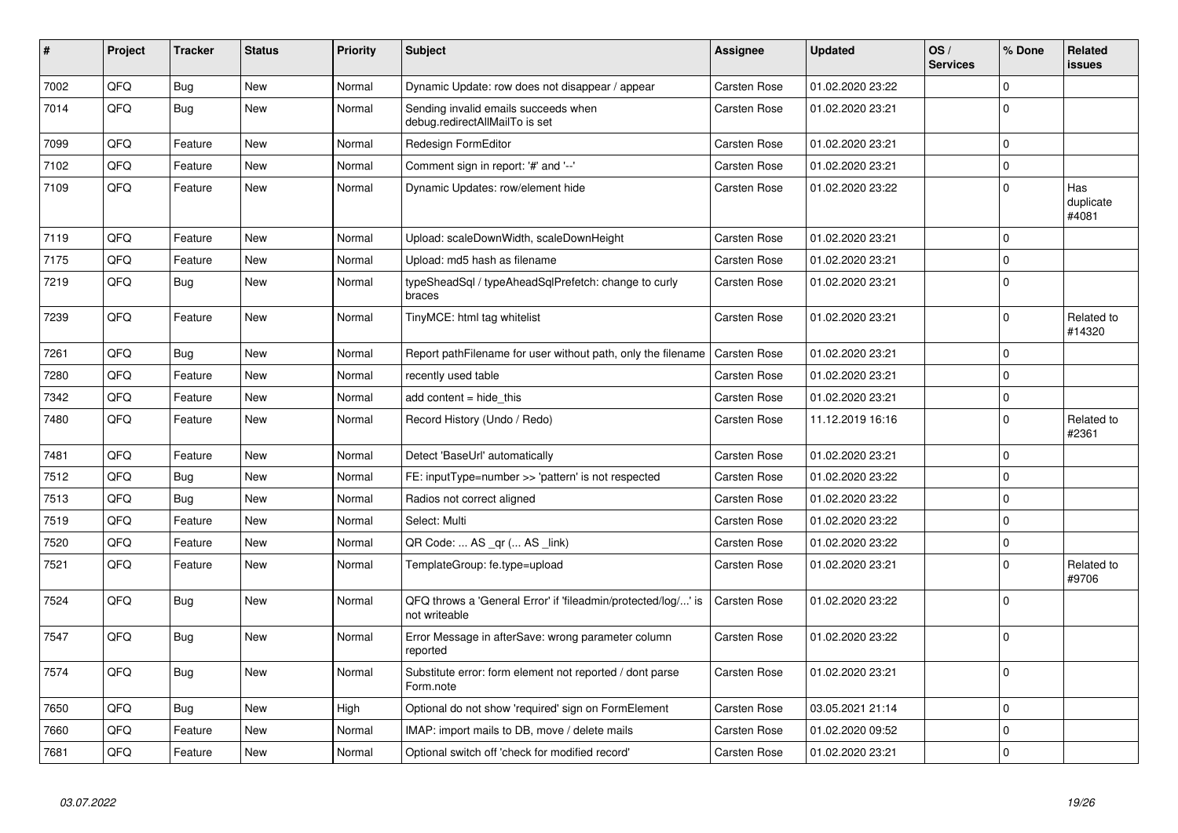| # | Project | Tracker | Status | Priority | Subject | Assignee | Updated | OS / Services | % Done | Related issues |
|---|---|---|---|---|---|---|---|---|---|---|
| 7002 | QFQ | Bug | New | Normal | Dynamic Update: row does not disappear / appear | Carsten Rose | 01.02.2020 23:22 | | 0 | |
| 7014 | QFQ | Bug | New | Normal | Sending invalid emails succeeds when debug.redirectAllMailTo is set | Carsten Rose | 01.02.2020 23:21 | | 0 | |
| 7099 | QFQ | Feature | New | Normal | Redesign FormEditor | Carsten Rose | 01.02.2020 23:21 | | 0 | |
| 7102 | QFQ | Feature | New | Normal | Comment sign in report: '#' and '--' | Carsten Rose | 01.02.2020 23:21 | | 0 | |
| 7109 | QFQ | Feature | New | Normal | Dynamic Updates: row/element hide | Carsten Rose | 01.02.2020 23:22 | | 0 | Has duplicate #4081 |
| 7119 | QFQ | Feature | New | Normal | Upload: scaleDownWidth, scaleDownHeight | Carsten Rose | 01.02.2020 23:21 | | 0 | |
| 7175 | QFQ | Feature | New | Normal | Upload: md5 hash as filename | Carsten Rose | 01.02.2020 23:21 | | 0 | |
| 7219 | QFQ | Bug | New | Normal | typeSheadSql / typeAheadSqlPrefetch: change to curly braces | Carsten Rose | 01.02.2020 23:21 | | 0 | |
| 7239 | QFQ | Feature | New | Normal | TinyMCE: html tag whitelist | Carsten Rose | 01.02.2020 23:21 | | 0 | Related to #14320 |
| 7261 | QFQ | Bug | New | Normal | Report pathFilename for user without path, only the filename | Carsten Rose | 01.02.2020 23:21 | | 0 | |
| 7280 | QFQ | Feature | New | Normal | recently used table | Carsten Rose | 01.02.2020 23:21 | | 0 | |
| 7342 | QFQ | Feature | New | Normal | add content = hide_this | Carsten Rose | 01.02.2020 23:21 | | 0 | |
| 7480 | QFQ | Feature | New | Normal | Record History (Undo / Redo) | Carsten Rose | 11.12.2019 16:16 | | 0 | Related to #2361 |
| 7481 | QFQ | Feature | New | Normal | Detect 'BaseUrl' automatically | Carsten Rose | 01.02.2020 23:21 | | 0 | |
| 7512 | QFQ | Bug | New | Normal | FE: inputType=number >> 'pattern' is not respected | Carsten Rose | 01.02.2020 23:22 | | 0 | |
| 7513 | QFQ | Bug | New | Normal | Radios not correct aligned | Carsten Rose | 01.02.2020 23:22 | | 0 | |
| 7519 | QFQ | Feature | New | Normal | Select: Multi | Carsten Rose | 01.02.2020 23:22 | | 0 | |
| 7520 | QFQ | Feature | New | Normal | QR Code: ... AS _qr (... AS _link) | Carsten Rose | 01.02.2020 23:22 | | 0 | |
| 7521 | QFQ | Feature | New | Normal | TemplateGroup: fe.type=upload | Carsten Rose | 01.02.2020 23:21 | | 0 | Related to #9706 |
| 7524 | QFQ | Bug | New | Normal | QFQ throws a 'General Error' if 'fileadmin/protected/log/...' is not writeable | Carsten Rose | 01.02.2020 23:22 | | 0 | |
| 7547 | QFQ | Bug | New | Normal | Error Message in afterSave: wrong parameter column reported | Carsten Rose | 01.02.2020 23:22 | | 0 | |
| 7574 | QFQ | Bug | New | Normal | Substitute error: form element not reported / dont parse Form.note | Carsten Rose | 01.02.2020 23:21 | | 0 | |
| 7650 | QFQ | Bug | New | High | Optional do not show 'required' sign on FormElement | Carsten Rose | 03.05.2021 21:14 | | 0 | |
| 7660 | QFQ | Feature | New | Normal | IMAP: import mails to DB, move / delete mails | Carsten Rose | 01.02.2020 09:52 | | 0 | |
| 7681 | QFQ | Feature | New | Normal | Optional switch off 'check for modified record' | Carsten Rose | 01.02.2020 23:21 | | 0 | |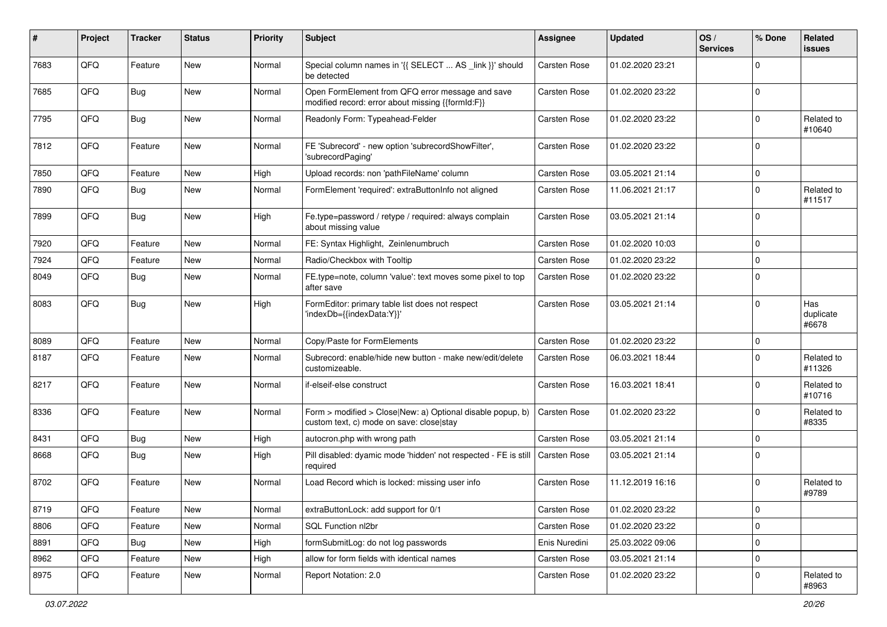| # | Project | Tracker | Status | Priority | Subject | Assignee | Updated | OS / Services | % Done | Related issues |
|---|---|---|---|---|---|---|---|---|---|---|
| 7683 | QFQ | Feature | New | Normal | Special column names in '{{ SELECT ... AS _link }}' should be detected | Carsten Rose | 01.02.2020 23:21 | | 0 | |
| 7685 | QFQ | Bug | New | Normal | Open FormElement from QFQ error message and save modified record: error about missing {{formId:F}} | Carsten Rose | 01.02.2020 23:22 | | 0 | |
| 7795 | QFQ | Bug | New | Normal | Readonly Form: Typeahead-Felder | Carsten Rose | 01.02.2020 23:22 | | 0 | Related to #10640 |
| 7812 | QFQ | Feature | New | Normal | FE 'Subrecord' - new option 'subrecordShowFilter', 'subrecordPaging' | Carsten Rose | 01.02.2020 23:22 | | 0 | |
| 7850 | QFQ | Feature | New | High | Upload records: non 'pathFileName' column | Carsten Rose | 03.05.2021 21:14 | | 0 | |
| 7890 | QFQ | Bug | New | Normal | FormElement 'required': extraButtonInfo not aligned | Carsten Rose | 11.06.2021 21:17 | | 0 | Related to #11517 |
| 7899 | QFQ | Bug | New | High | Fe.type=password / retype / required: always complain about missing value | Carsten Rose | 03.05.2021 21:14 | | 0 | |
| 7920 | QFQ | Feature | New | Normal | FE: Syntax Highlight, Zeinlenumbruch | Carsten Rose | 01.02.2020 10:03 | | 0 | |
| 7924 | QFQ | Feature | New | Normal | Radio/Checkbox with Tooltip | Carsten Rose | 01.02.2020 23:22 | | 0 | |
| 8049 | QFQ | Bug | New | Normal | FE.type=note, column 'value': text moves some pixel to top after save | Carsten Rose | 01.02.2020 23:22 | | 0 | |
| 8083 | QFQ | Bug | New | High | FormEditor: primary table list does not respect 'indexDb={{indexData:Y}}' | Carsten Rose | 03.05.2021 21:14 | | 0 | Has duplicate #6678 |
| 8089 | QFQ | Feature | New | Normal | Copy/Paste for FormElements | Carsten Rose | 01.02.2020 23:22 | | 0 | |
| 8187 | QFQ | Feature | New | Normal | Subrecord: enable/hide new button - make new/edit/delete customizeable. | Carsten Rose | 06.03.2021 18:44 | | 0 | Related to #11326 |
| 8217 | QFQ | Feature | New | Normal | if-elseif-else construct | Carsten Rose | 16.03.2021 18:41 | | 0 | Related to #10716 |
| 8336 | QFQ | Feature | New | Normal | Form > modified > Close\|New: a) Optional disable popup, b) custom text, c) mode on save: close\|stay | Carsten Rose | 01.02.2020 23:22 | | 0 | Related to #8335 |
| 8431 | QFQ | Bug | New | High | autocron.php with wrong path | Carsten Rose | 03.05.2021 21:14 | | 0 | |
| 8668 | QFQ | Bug | New | High | Pill disabled: dyamic mode 'hidden' not respected - FE is still required | Carsten Rose | 03.05.2021 21:14 | | 0 | |
| 8702 | QFQ | Feature | New | Normal | Load Record which is locked: missing user info | Carsten Rose | 11.12.2019 16:16 | | 0 | Related to #9789 |
| 8719 | QFQ | Feature | New | Normal | extraButtonLock: add support for 0/1 | Carsten Rose | 01.02.2020 23:22 | | 0 | |
| 8806 | QFQ | Feature | New | Normal | SQL Function nl2br | Carsten Rose | 01.02.2020 23:22 | | 0 | |
| 8891 | QFQ | Bug | New | High | formSubmitLog: do not log passwords | Enis Nuredini | 25.03.2022 09:06 | | 0 | |
| 8962 | QFQ | Feature | New | High | allow for form fields with identical names | Carsten Rose | 03.05.2021 21:14 | | 0 | |
| 8975 | QFQ | Feature | New | Normal | Report Notation: 2.0 | Carsten Rose | 01.02.2020 23:22 | | 0 | Related to #8963 |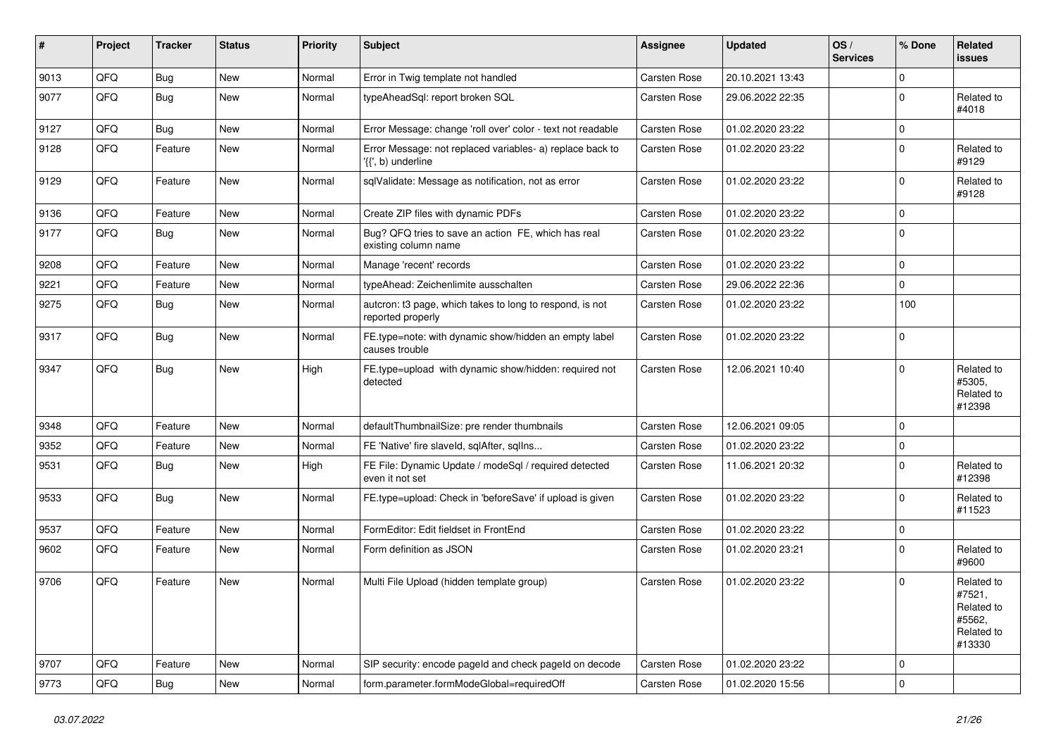| # | Project | Tracker | Status | Priority | Subject | Assignee | Updated | OS / Services | % Done | Related issues |
|---|---|---|---|---|---|---|---|---|---|---|
| 9013 | QFQ | Bug | New | Normal | Error in Twig template not handled | Carsten Rose | 20.10.2021 13:43 | | 0 | |
| 9077 | QFQ | Bug | New | Normal | typeAheadSql: report broken SQL | Carsten Rose | 29.06.2022 22:35 | | 0 | Related to #4018 |
| 9127 | QFQ | Bug | New | Normal | Error Message: change 'roll over' color - text not readable | Carsten Rose | 01.02.2020 23:22 | | 0 | |
| 9128 | QFQ | Feature | New | Normal | Error Message: not replaced variables- a) replace back to '{{', b) underline | Carsten Rose | 01.02.2020 23:22 | | 0 | Related to #9129 |
| 9129 | QFQ | Feature | New | Normal | sqlValidate: Message as notification, not as error | Carsten Rose | 01.02.2020 23:22 | | 0 | Related to #9128 |
| 9136 | QFQ | Feature | New | Normal | Create ZIP files with dynamic PDFs | Carsten Rose | 01.02.2020 23:22 | | 0 | |
| 9177 | QFQ | Bug | New | Normal | Bug? QFQ tries to save an action FE, which has real existing column name | Carsten Rose | 01.02.2020 23:22 | | 0 | |
| 9208 | QFQ | Feature | New | Normal | Manage 'recent' records | Carsten Rose | 01.02.2020 23:22 | | 0 | |
| 9221 | QFQ | Feature | New | Normal | typeAhead: Zeichenlimite ausschalten | Carsten Rose | 29.06.2022 22:36 | | 0 | |
| 9275 | QFQ | Bug | New | Normal | autcron: t3 page, which takes to long to respond, is not reported properly | Carsten Rose | 01.02.2020 23:22 | | 100 | |
| 9317 | QFQ | Bug | New | Normal | FE.type=note: with dynamic show/hidden an empty label causes trouble | Carsten Rose | 01.02.2020 23:22 | | 0 | |
| 9347 | QFQ | Bug | New | High | FE.type=upload with dynamic show/hidden: required not detected | Carsten Rose | 12.06.2021 10:40 | | 0 | Related to #5305, Related to #12398 |
| 9348 | QFQ | Feature | New | Normal | defaultThumbnailSize: pre render thumbnails | Carsten Rose | 12.06.2021 09:05 | | 0 | |
| 9352 | QFQ | Feature | New | Normal | FE 'Native' fire slaveId, sqlAfter, sqlIns... | Carsten Rose | 01.02.2020 23:22 | | 0 | |
| 9531 | QFQ | Bug | New | High | FE File: Dynamic Update / modeSql / required detected even it not set | Carsten Rose | 11.06.2021 20:32 | | 0 | Related to #12398 |
| 9533 | QFQ | Bug | New | Normal | FE.type=upload: Check in 'beforeSave' if upload is given | Carsten Rose | 01.02.2020 23:22 | | 0 | Related to #11523 |
| 9537 | QFQ | Feature | New | Normal | FormEditor: Edit fieldset in FrontEnd | Carsten Rose | 01.02.2020 23:22 | | 0 | |
| 9602 | QFQ | Feature | New | Normal | Form definition as JSON | Carsten Rose | 01.02.2020 23:21 | | 0 | Related to #9600 |
| 9706 | QFQ | Feature | New | Normal | Multi File Upload (hidden template group) | Carsten Rose | 01.02.2020 23:22 | | 0 | Related to #7521, Related to #5562, Related to #13330 |
| 9707 | QFQ | Feature | New | Normal | SIP security: encode pageId and check pageId on decode | Carsten Rose | 01.02.2020 23:22 | | 0 | |
| 9773 | QFQ | Bug | New | Normal | form.parameter.formModeGlobal=requiredOff | Carsten Rose | 01.02.2020 15:56 | | 0 | |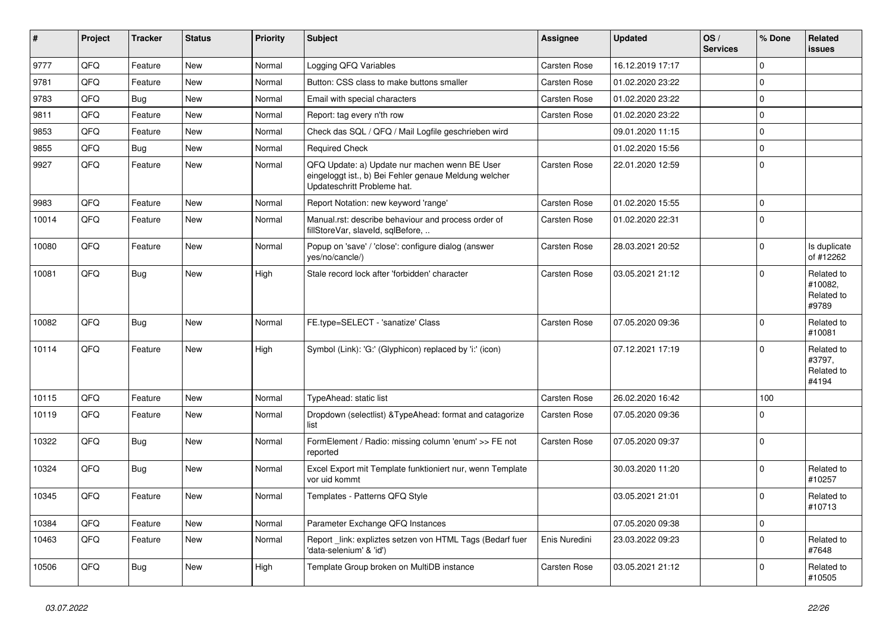| # | Project | Tracker | Status | Priority | Subject | Assignee | Updated | OS / Services | % Done | Related issues |
|---|---|---|---|---|---|---|---|---|---|---|
| 9777 | QFQ | Feature | New | Normal | Logging QFQ Variables | Carsten Rose | 16.12.2019 17:17 | | 0 | |
| 9781 | QFQ | Feature | New | Normal | Button: CSS class to make buttons smaller | Carsten Rose | 01.02.2020 23:22 | | 0 | |
| 9783 | QFQ | Bug | New | Normal | Email with special characters | Carsten Rose | 01.02.2020 23:22 | | 0 | |
| 9811 | QFQ | Feature | New | Normal | Report: tag every n'th row | Carsten Rose | 01.02.2020 23:22 | | 0 | |
| 9853 | QFQ | Feature | New | Normal | Check das SQL / QFQ / Mail Logfile geschrieben wird | | 09.01.2020 11:15 | | 0 | |
| 9855 | QFQ | Bug | New | Normal | Required Check | | 01.02.2020 15:56 | | 0 | |
| 9927 | QFQ | Feature | New | Normal | QFQ Update: a) Update nur machen wenn BE User eingeloggt ist., b) Bei Fehler genaue Meldung welcher Updateschritt Probleme hat. | Carsten Rose | 22.01.2020 12:59 | | 0 | |
| 9983 | QFQ | Feature | New | Normal | Report Notation: new keyword 'range' | Carsten Rose | 01.02.2020 15:55 | | 0 | |
| 10014 | QFQ | Feature | New | Normal | Manual.rst: describe behaviour and process order of fillStoreVar, slaveId, sqlBefore, .. | Carsten Rose | 01.02.2020 22:31 | | 0 | |
| 10080 | QFQ | Feature | New | Normal | Popup on 'save' / 'close': configure dialog (answer yes/no/cancle/) | Carsten Rose | 28.03.2021 20:52 | | 0 | Is duplicate of #12262 |
| 10081 | QFQ | Bug | New | High | Stale record lock after 'forbidden' character | Carsten Rose | 03.05.2021 21:12 | | 0 | Related to #10082, Related to #9789 |
| 10082 | QFQ | Bug | New | Normal | FE.type=SELECT - 'sanatize' Class | Carsten Rose | 07.05.2020 09:36 | | 0 | Related to #10081 |
| 10114 | QFQ | Feature | New | High | Symbol (Link): 'G:' (Glyphicon) replaced by 'i:' (icon) | | 07.12.2021 17:19 | | 0 | Related to #3797, Related to #4194 |
| 10115 | QFQ | Feature | New | Normal | TypeAhead: static list | Carsten Rose | 26.02.2020 16:42 | | 100 | |
| 10119 | QFQ | Feature | New | Normal | Dropdown (selectlist) &TypeAhead: format and catagorize list | Carsten Rose | 07.05.2020 09:36 | | 0 | |
| 10322 | QFQ | Bug | New | Normal | FormElement / Radio: missing column 'enum' >> FE not reported | Carsten Rose | 07.05.2020 09:37 | | 0 | |
| 10324 | QFQ | Bug | New | Normal | Excel Export mit Template funktioniert nur, wenn Template vor uid kommt | | 30.03.2020 11:20 | | 0 | Related to #10257 |
| 10345 | QFQ | Feature | New | Normal | Templates - Patterns QFQ Style | | 03.05.2021 21:01 | | 0 | Related to #10713 |
| 10384 | QFQ | Feature | New | Normal | Parameter Exchange QFQ Instances | | 07.05.2020 09:38 | | 0 | |
| 10463 | QFQ | Feature | New | Normal | Report _link: expliztes setzen von HTML Tags (Bedarf fuer 'data-selenium' & 'id') | Enis Nuredini | 23.03.2022 09:23 | | 0 | Related to #7648 |
| 10506 | QFQ | Bug | New | High | Template Group broken on MultiDB instance | Carsten Rose | 03.05.2021 21:12 | | 0 | Related to #10505 |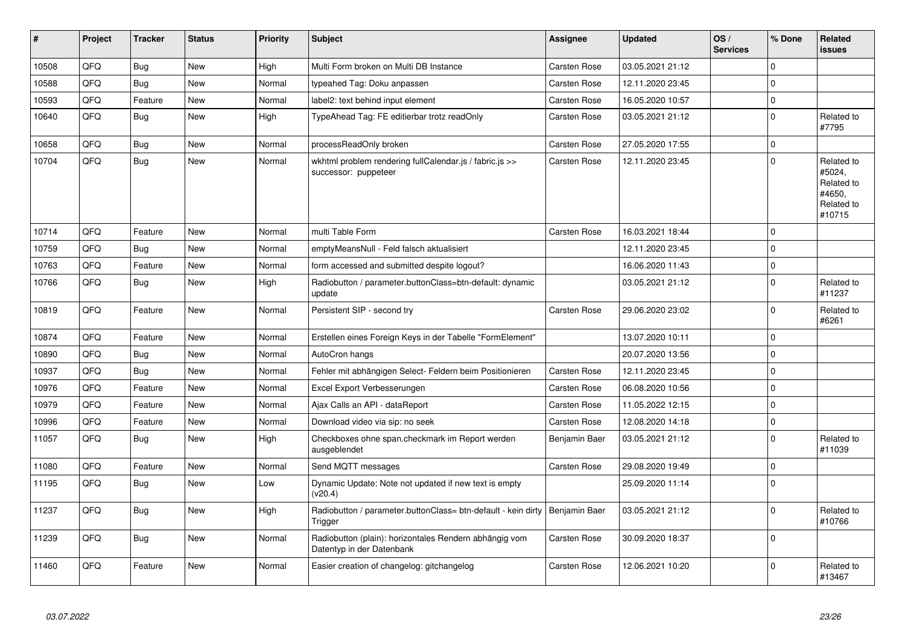| # | Project | Tracker | Status | Priority | Subject | Assignee | Updated | OS / Services | % Done | Related issues |
|---|---|---|---|---|---|---|---|---|---|---|
| 10508 | QFQ | Bug | New | High | Multi Form broken on Multi DB Instance | Carsten Rose | 03.05.2021 21:12 | | 0 | |
| 10588 | QFQ | Bug | New | Normal | typeahed Tag: Doku anpassen | Carsten Rose | 12.11.2020 23:45 | | 0 | |
| 10593 | QFQ | Feature | New | Normal | label2: text behind input element | Carsten Rose | 16.05.2020 10:57 | | 0 | |
| 10640 | QFQ | Bug | New | High | TypeAhead Tag: FE editierbar trotz readOnly | Carsten Rose | 03.05.2021 21:12 | | 0 | Related to #7795 |
| 10658 | QFQ | Bug | New | Normal | processReadOnly broken | Carsten Rose | 27.05.2020 17:55 | | 0 | |
| 10704 | QFQ | Bug | New | Normal | wkhtml problem rendering fullCalendar.js / fabric.js >> successor: puppeteer | Carsten Rose | 12.11.2020 23:45 | | 0 | Related to #5024, Related to #4650, Related to #10715 |
| 10714 | QFQ | Feature | New | Normal | multi Table Form | Carsten Rose | 16.03.2021 18:44 | | 0 | |
| 10759 | QFQ | Bug | New | Normal | emptyMeansNull - Feld falsch aktualisiert | | 12.11.2020 23:45 | | 0 | |
| 10763 | QFQ | Feature | New | Normal | form accessed and submitted despite logout? | | 16.06.2020 11:43 | | 0 | |
| 10766 | QFQ | Bug | New | High | Radiobutton / parameter.buttonClass=btn-default: dynamic update | | 03.05.2021 21:12 | | 0 | Related to #11237 |
| 10819 | QFQ | Feature | New | Normal | Persistent SIP - second try | Carsten Rose | 29.06.2020 23:02 | | 0 | Related to #6261 |
| 10874 | QFQ | Feature | New | Normal | Erstellen eines Foreign Keys in der Tabelle "FormElement" | | 13.07.2020 10:11 | | 0 | |
| 10890 | QFQ | Bug | New | Normal | AutoCron hangs | | 20.07.2020 13:56 | | 0 | |
| 10937 | QFQ | Bug | New | Normal | Fehler mit abhängigen Select- Feldern beim Positionieren | Carsten Rose | 12.11.2020 23:45 | | 0 | |
| 10976 | QFQ | Feature | New | Normal | Excel Export Verbesserungen | Carsten Rose | 06.08.2020 10:56 | | 0 | |
| 10979 | QFQ | Feature | New | Normal | Ajax Calls an API - dataReport | Carsten Rose | 11.05.2022 12:15 | | 0 | |
| 10996 | QFQ | Feature | New | Normal | Download video via sip: no seek | Carsten Rose | 12.08.2020 14:18 | | 0 | |
| 11057 | QFQ | Bug | New | High | Checkboxes ohne span.checkmark im Report werden ausgeblendet | Benjamin Baer | 03.05.2021 21:12 | | 0 | Related to #11039 |
| 11080 | QFQ | Feature | New | Normal | Send MQTT messages | Carsten Rose | 29.08.2020 19:49 | | 0 | |
| 11195 | QFQ | Bug | New | Low | Dynamic Update: Note not updated if new text is empty (v20.4) | | 25.09.2020 11:14 | | 0 | |
| 11237 | QFQ | Bug | New | High | Radiobutton / parameter.buttonClass= btn-default - kein dirty Trigger | Benjamin Baer | 03.05.2021 21:12 | | 0 | Related to #10766 |
| 11239 | QFQ | Bug | New | Normal | Radiobutton (plain): horizontales Rendern abhängig vom Datentyp in der Datenbank | Carsten Rose | 30.09.2020 18:37 | | 0 | |
| 11460 | QFQ | Feature | New | Normal | Easier creation of changelog: gitchangelog | Carsten Rose | 12.06.2021 10:20 | | 0 | Related to #13467 |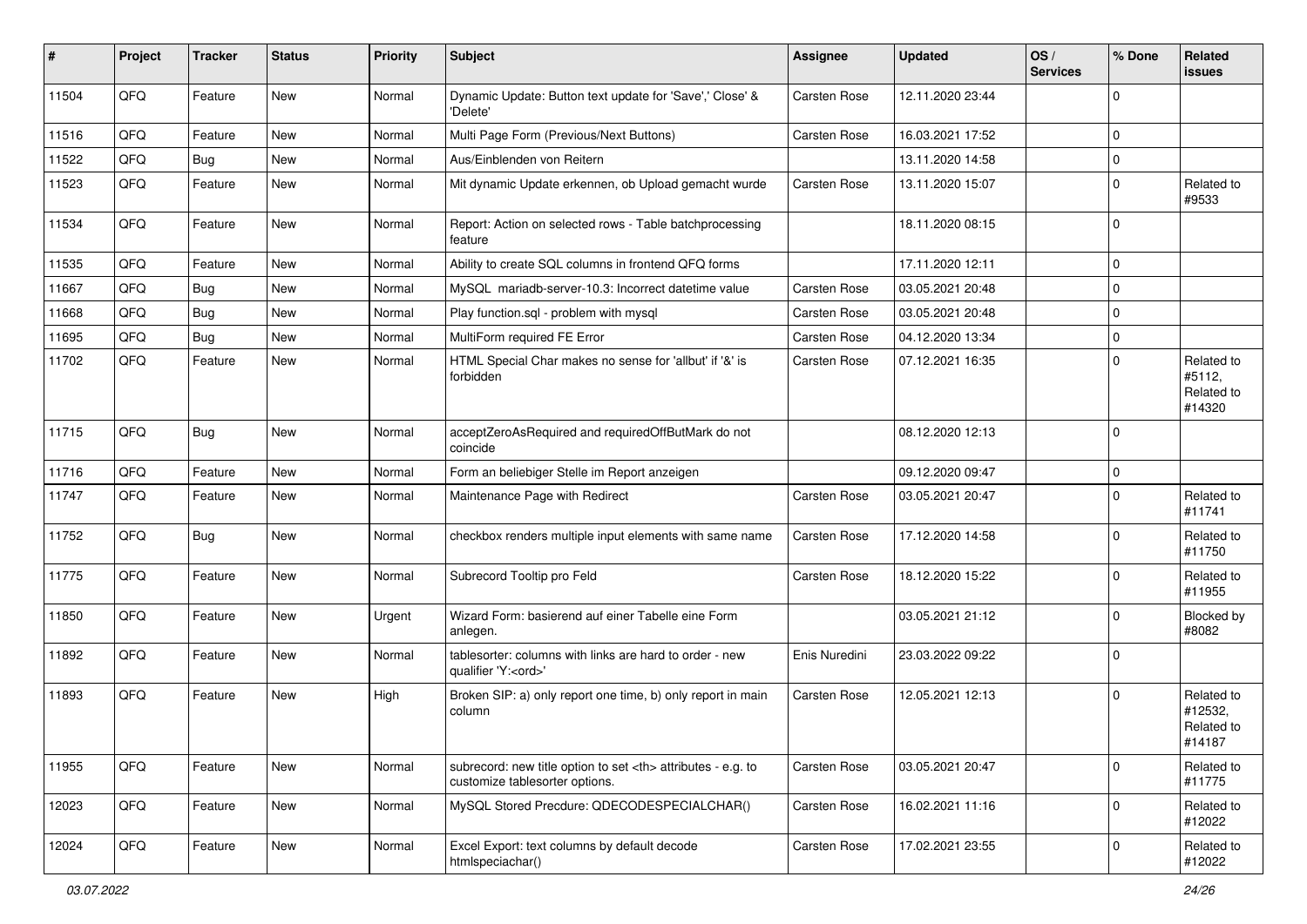| # | Project | Tracker | Status | Priority | Subject | Assignee | Updated | OS / Services | % Done | Related issues |
|---|---|---|---|---|---|---|---|---|---|---|
| 11504 | QFQ | Feature | New | Normal | Dynamic Update: Button text update for 'Save',' Close' & 'Delete' | Carsten Rose | 12.11.2020 23:44 | | 0 | |
| 11516 | QFQ | Feature | New | Normal | Multi Page Form (Previous/Next Buttons) | Carsten Rose | 16.03.2021 17:52 | | 0 | |
| 11522 | QFQ | Bug | New | Normal | Aus/Einblenden von Reitern | | 13.11.2020 14:58 | | 0 | |
| 11523 | QFQ | Feature | New | Normal | Mit dynamic Update erkennen, ob Upload gemacht wurde | Carsten Rose | 13.11.2020 15:07 | | 0 | Related to #9533 |
| 11534 | QFQ | Feature | New | Normal | Report: Action on selected rows - Table batchprocessing feature | | 18.11.2020 08:15 | | 0 | |
| 11535 | QFQ | Feature | New | Normal | Ability to create SQL columns in frontend QFQ forms | | 17.11.2020 12:11 | | 0 | |
| 11667 | QFQ | Bug | New | Normal | MySQL mariadb-server-10.3: Incorrect datetime value | Carsten Rose | 03.05.2021 20:48 | | 0 | |
| 11668 | QFQ | Bug | New | Normal | Play function.sql - problem with mysql | Carsten Rose | 03.05.2021 20:48 | | 0 | |
| 11695 | QFQ | Bug | New | Normal | MultiForm required FE Error | Carsten Rose | 04.12.2020 13:34 | | 0 | |
| 11702 | QFQ | Feature | New | Normal | HTML Special Char makes no sense for 'allbut' if '&' is forbidden | Carsten Rose | 07.12.2021 16:35 | | 0 | Related to #5112, Related to #14320 |
| 11715 | QFQ | Bug | New | Normal | acceptZeroAsRequired and requiredOffButMark do not coincide | | 08.12.2020 12:13 | | 0 | |
| 11716 | QFQ | Feature | New | Normal | Form an beliebiger Stelle im Report anzeigen | | 09.12.2020 09:47 | | 0 | |
| 11747 | QFQ | Feature | New | Normal | Maintenance Page with Redirect | Carsten Rose | 03.05.2021 20:47 | | 0 | Related to #11741 |
| 11752 | QFQ | Bug | New | Normal | checkbox renders multiple input elements with same name | Carsten Rose | 17.12.2020 14:58 | | 0 | Related to #11750 |
| 11775 | QFQ | Feature | New | Normal | Subrecord Tooltip pro Feld | Carsten Rose | 18.12.2020 15:22 | | 0 | Related to #11955 |
| 11850 | QFQ | Feature | New | Urgent | Wizard Form: basierend auf einer Tabelle eine Form anlegen. | | 03.05.2021 21:12 | | 0 | Blocked by #8082 |
| 11892 | QFQ | Feature | New | Normal | tablesorter: columns with links are hard to order - new qualifier 'Y:<ord>' | Enis Nuredini | 23.03.2022 09:22 | | 0 | |
| 11893 | QFQ | Feature | New | High | Broken SIP: a) only report one time, b) only report in main column | Carsten Rose | 12.05.2021 12:13 | | 0 | Related to #12532, Related to #14187 |
| 11955 | QFQ | Feature | New | Normal | subrecord: new title option to set <th> attributes - e.g. to customize tablesorter options. | Carsten Rose | 03.05.2021 20:47 | | 0 | Related to #11775 |
| 12023 | QFQ | Feature | New | Normal | MySQL Stored Precdure: QDECODESPECIALCHAR() | Carsten Rose | 16.02.2021 11:16 | | 0 | Related to #12022 |
| 12024 | QFQ | Feature | New | Normal | Excel Export: text columns by default decode htmlspeciachar() | Carsten Rose | 17.02.2021 23:55 | | 0 | Related to #12022 |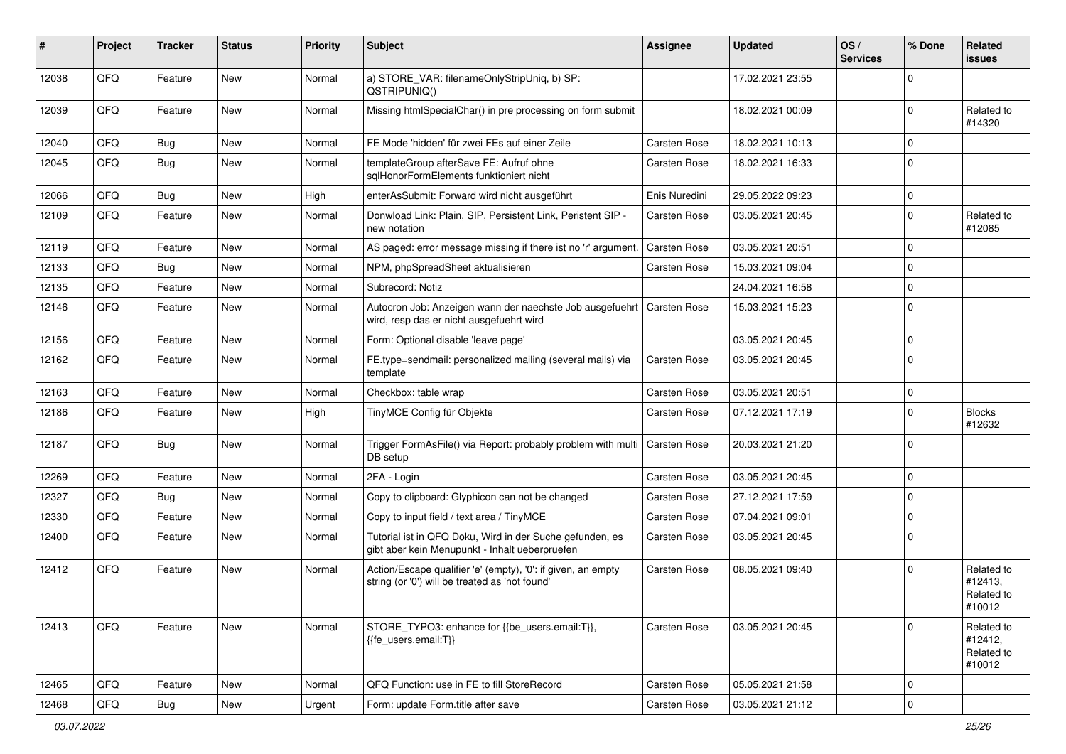| # | Project | Tracker | Status | Priority | Subject | Assignee | Updated | OS / Services | % Done | Related issues |
|---|---|---|---|---|---|---|---|---|---|---|
| 12038 | QFQ | Feature | New | Normal | a) STORE_VAR: filenameOnlyStripUniq, b) SP: QSTRIPUNIQ() | | 17.02.2021 23:55 | | 0 | |
| 12039 | QFQ | Feature | New | Normal | Missing htmlSpecialChar() in pre processing on form submit | | 18.02.2021 00:09 | | 0 | Related to #14320 |
| 12040 | QFQ | Bug | New | Normal | FE Mode 'hidden' für zwei FEs auf einer Zeile | Carsten Rose | 18.02.2021 10:13 | | 0 | |
| 12045 | QFQ | Bug | New | Normal | templateGroup afterSave FE: Aufruf ohne sqlHonorFormElements funktioniert nicht | Carsten Rose | 18.02.2021 16:33 | | 0 | |
| 12066 | QFQ | Bug | New | High | enterAsSubmit: Forward wird nicht ausgeführt | Enis Nuredini | 29.05.2022 09:23 | | 0 | |
| 12109 | QFQ | Feature | New | Normal | Donwload Link: Plain, SIP, Persistent Link, Peristent SIP - new notation | Carsten Rose | 03.05.2021 20:45 | | 0 | Related to #12085 |
| 12119 | QFQ | Feature | New | Normal | AS paged: error message missing if there ist no 'r' argument. | Carsten Rose | 03.05.2021 20:51 | | 0 | |
| 12133 | QFQ | Bug | New | Normal | NPM, phpSpreadSheet aktualisieren | Carsten Rose | 15.03.2021 09:04 | | 0 | |
| 12135 | QFQ | Feature | New | Normal | Subrecord: Notiz | | 24.04.2021 16:58 | | 0 | |
| 12146 | QFQ | Feature | New | Normal | Autocron Job: Anzeigen wann der naechste Job ausgefuehrt wird, resp das er nicht ausgefuehrt wird | Carsten Rose | 15.03.2021 15:23 | | 0 | |
| 12156 | QFQ | Feature | New | Normal | Form: Optional disable 'leave page' | | 03.05.2021 20:45 | | 0 | |
| 12162 | QFQ | Feature | New | Normal | FE.type=sendmail: personalized mailing (several mails) via template | Carsten Rose | 03.05.2021 20:45 | | 0 | |
| 12163 | QFQ | Feature | New | Normal | Checkbox: table wrap | Carsten Rose | 03.05.2021 20:51 | | 0 | |
| 12186 | QFQ | Feature | New | High | TinyMCE Config für Objekte | Carsten Rose | 07.12.2021 17:19 | | 0 | Blocks #12632 |
| 12187 | QFQ | Bug | New | Normal | Trigger FormAsFile() via Report: probably problem with multi DB setup | Carsten Rose | 20.03.2021 21:20 | | 0 | |
| 12269 | QFQ | Feature | New | Normal | 2FA - Login | Carsten Rose | 03.05.2021 20:45 | | 0 | |
| 12327 | QFQ | Bug | New | Normal | Copy to clipboard: Glyphicon can not be changed | Carsten Rose | 27.12.2021 17:59 | | 0 | |
| 12330 | QFQ | Feature | New | Normal | Copy to input field / text area / TinyMCE | Carsten Rose | 07.04.2021 09:01 | | 0 | |
| 12400 | QFQ | Feature | New | Normal | Tutorial ist in QFQ Doku, Wird in der Suche gefunden, es gibt aber kein Menupunkt - Inhalt ueberpruefen | Carsten Rose | 03.05.2021 20:45 | | 0 | |
| 12412 | QFQ | Feature | New | Normal | Action/Escape qualifier 'e' (empty), '0': if given, an empty string (or '0') will be treated as 'not found' | Carsten Rose | 08.05.2021 09:40 | | 0 | Related to #12413, Related to #10012 |
| 12413 | QFQ | Feature | New | Normal | STORE_TYPO3: enhance for {{be_users.email:T}}, {{fe_users.email:T}} | Carsten Rose | 03.05.2021 20:45 | | 0 | Related to #12412, Related to #10012 |
| 12465 | QFQ | Feature | New | Normal | QFQ Function: use in FE to fill StoreRecord | Carsten Rose | 05.05.2021 21:58 | | 0 | |
| 12468 | QFQ | Bug | New | Urgent | Form: update Form.title after save | Carsten Rose | 03.05.2021 21:12 | | 0 | |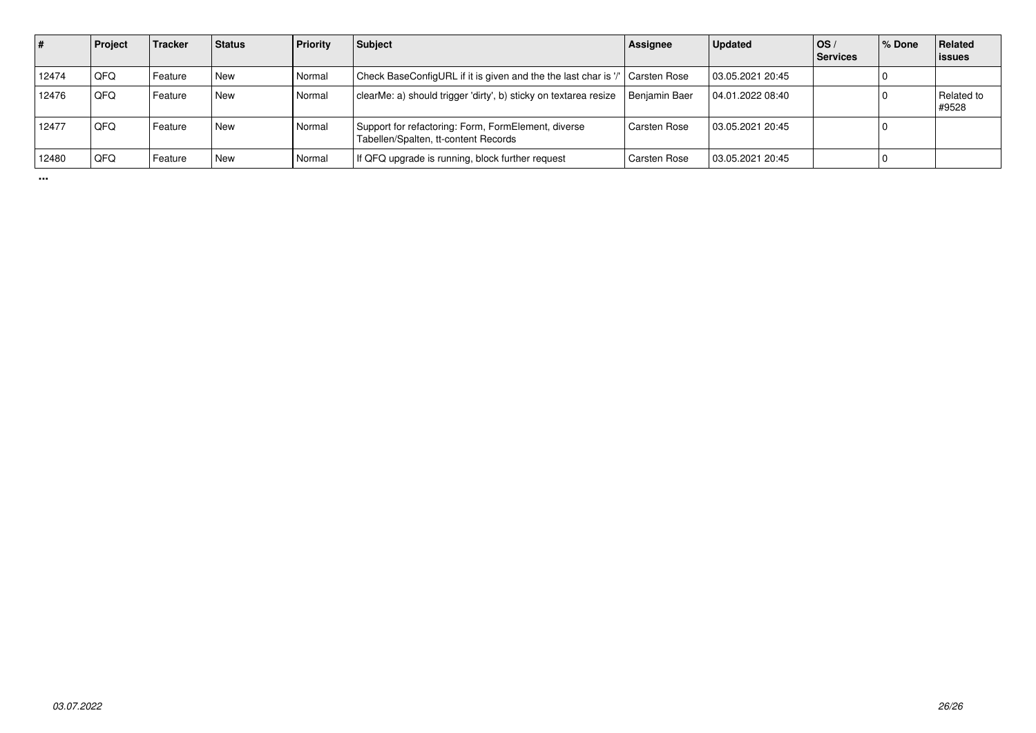| # | Project | Tracker | Status | Priority | Subject | Assignee | Updated | OS / Services | % Done | Related issues |
|---|---|---|---|---|---|---|---|---|---|---|
| 12474 | QFQ | Feature | New | Normal | Check BaseConfigURL if it is given and the the last char is '/' | Carsten Rose | 03.05.2021 20:45 | | 0 | |
| 12476 | QFQ | Feature | New | Normal | clearMe: a) should trigger 'dirty', b) sticky on textarea resize | Benjamin Baer | 04.01.2022 08:40 | | 0 | Related to #9528 |
| 12477 | QFQ | Feature | New | Normal | Support for refactoring: Form, FormElement, diverse Tabellen/Spalten, tt-content Records | Carsten Rose | 03.05.2021 20:45 | | 0 | |
| 12480 | QFQ | Feature | New | Normal | If QFQ upgrade is running, block further request | Carsten Rose | 03.05.2021 20:45 | | 0 | |

**...**